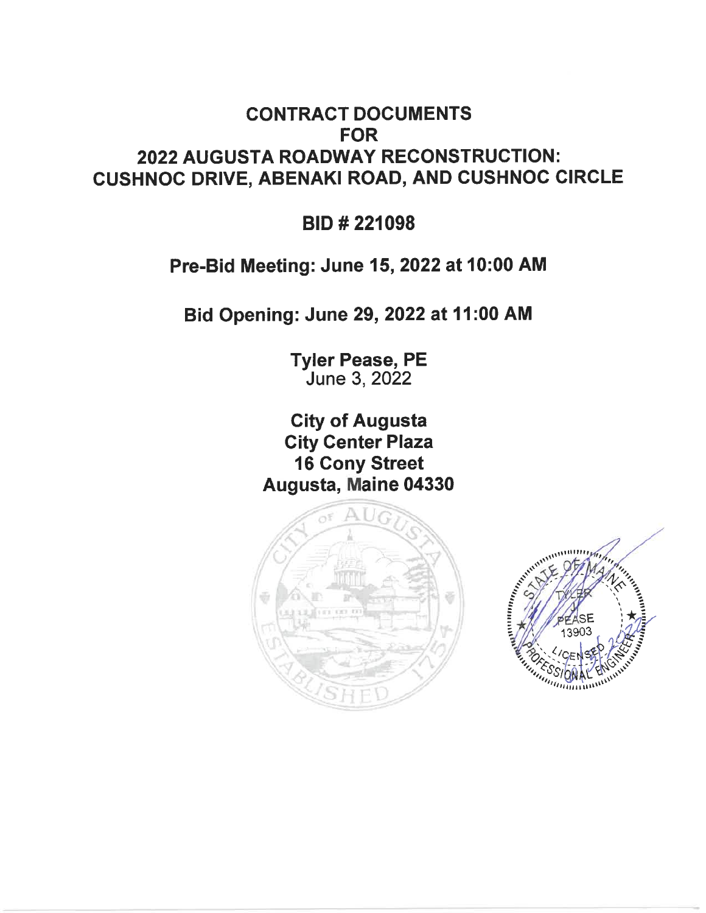# CONTRACT DOCUMENTS
# FOR
# 2022 AUGUSTA ROADWAY RECONSTRUCTION: CUSHNOC DRIVE, ABENAKI ROAD, AND CUSHNOC CIRCLE

## BID # 221098

## Pre-Bid Meeting: June 15, 2022 at 10:00 AM

## Bid Opening: June 29, 2022 at 11:00 AM

**Tyler Pease, PE**
June 3, 2022

**City of Augusta**
**City Center Plaza**
**16 Cony Street**
**Augusta, Maine 04330**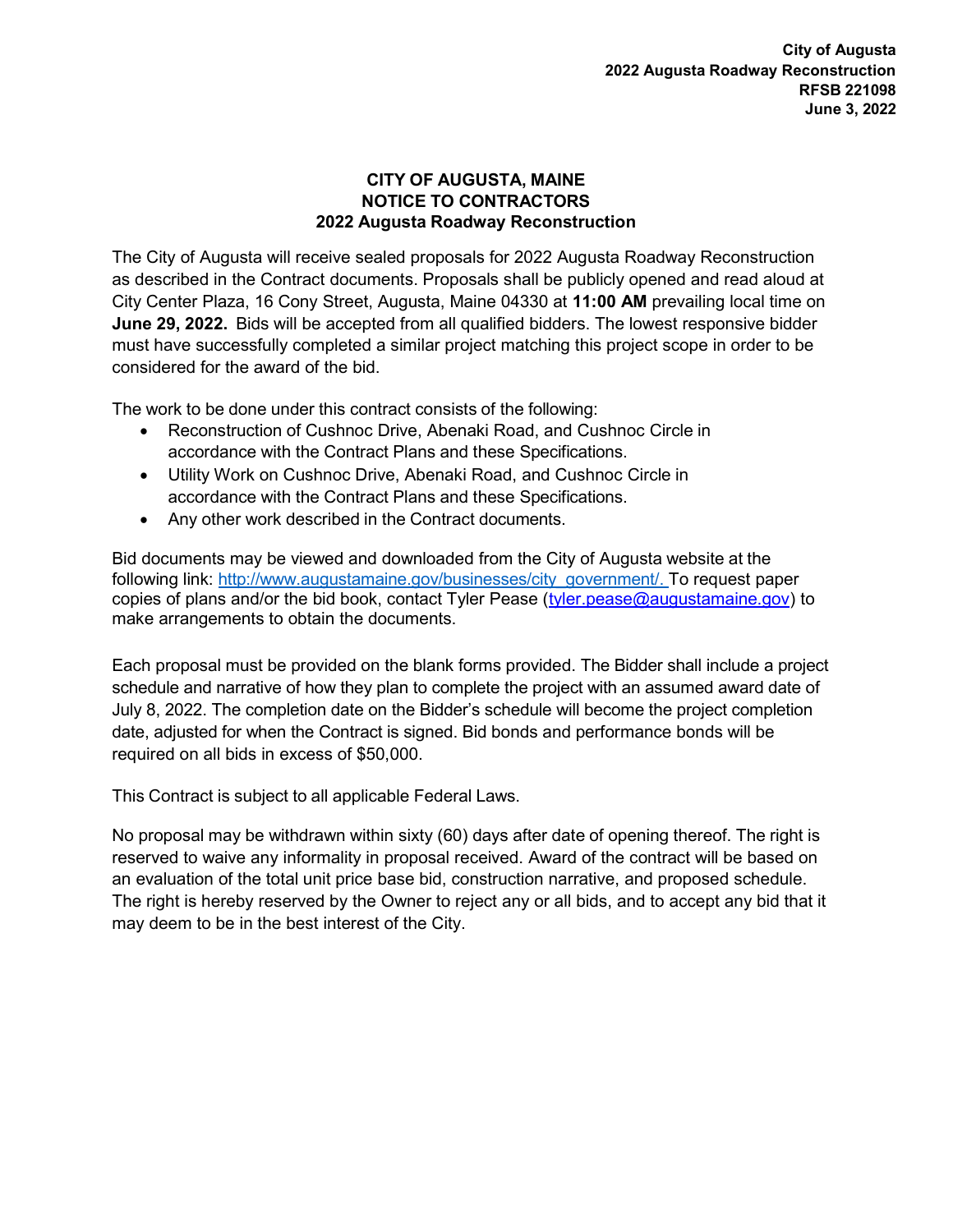# CITY OF AUGUSTA, MAINE
## NOTICE TO CONTRACTORS
## 2022 Augusta Roadway Reconstruction

The City of Augusta will receive sealed proposals for 2022 Augusta Roadway Reconstruction as described in the Contract documents. Proposals shall be publicly opened and read aloud at City Center Plaza, 16 Cony Street, Augusta, Maine 04330 at **11:00 AM** prevailing local time on **June 29, 2022.** Bids will be accepted from all qualified bidders. The lowest responsive bidder must have successfully completed a similar project matching this project scope in order to be considered for the award of the bid.

The work to be done under this contract consists of the following:

- Reconstruction of Cushnoc Drive, Abenaki Road, and Cushnoc Circle in accordance with the Contract Plans and these Specifications.
- Utility Work on Cushnoc Drive, Abenaki Road, and Cushnoc Circle in accordance with the Contract Plans and these Specifications.
- Any other work described in the Contract documents.

Bid documents may be viewed and downloaded from the City of Augusta website at the following link: http://www.augustamaine.gov/businesses/city_government/. To request paper copies of plans and/or the bid book, contact Tyler Pease (tyler.pease@augustamaine.gov) to make arrangements to obtain the documents.

Each proposal must be provided on the blank forms provided. The Bidder shall include a project schedule and narrative of how they plan to complete the project with an assumed award date of July 8, 2022. The completion date on the Bidder's schedule will become the project completion date, adjusted for when the Contract is signed. Bid bonds and performance bonds will be required on all bids in excess of $50,000.

This Contract is subject to all applicable Federal Laws.

No proposal may be withdrawn within sixty (60) days after date of opening thereof. The right is reserved to waive any informality in proposal received. Award of the contract will be based on an evaluation of the total unit price base bid, construction narrative, and proposed schedule. The right is hereby reserved by the Owner to reject any or all bids, and to accept any bid that it may deem to be in the best interest of the City.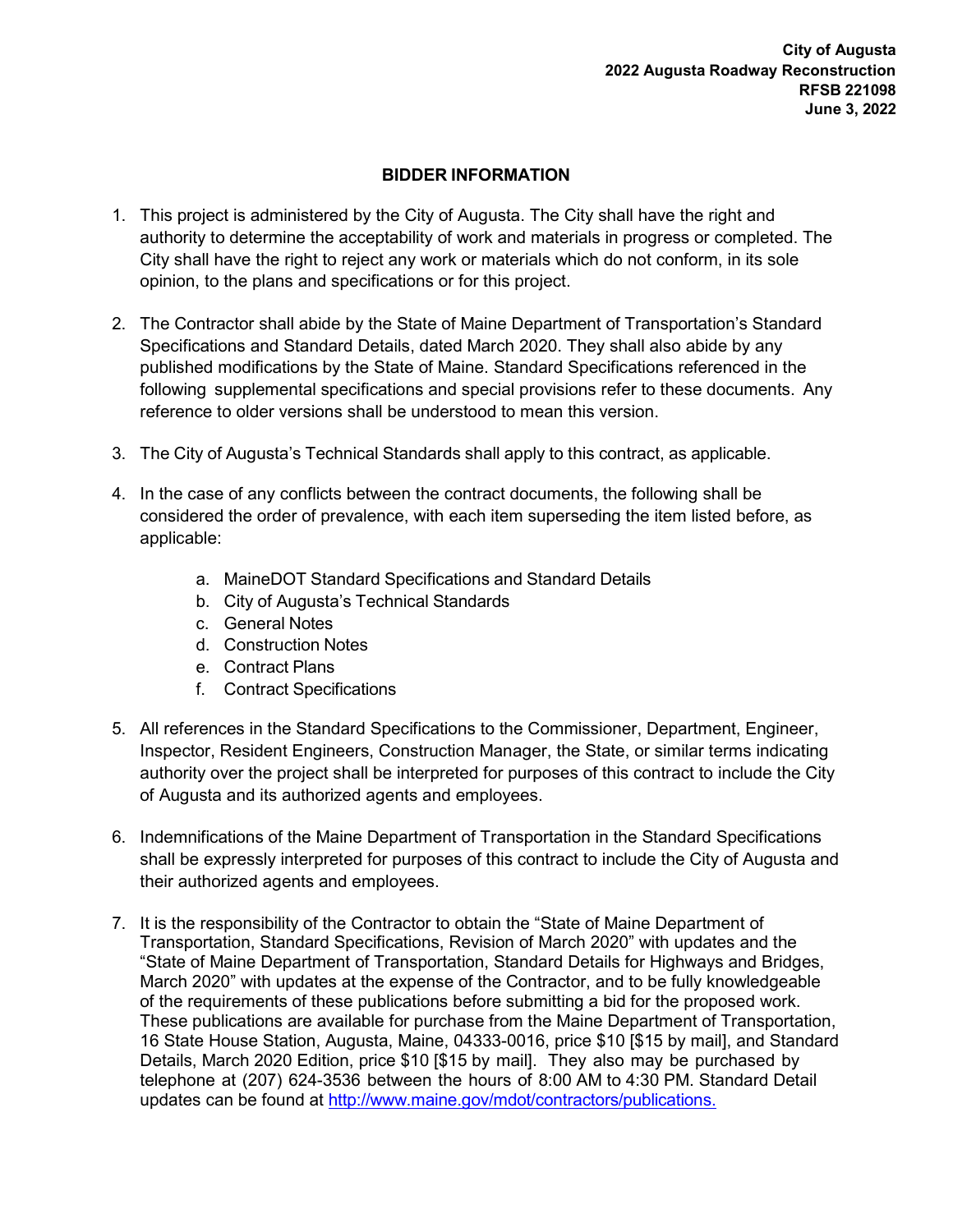City of Augusta
2022 Augusta Roadway Reconstruction
RFSB 221098
June 3, 2022

## BIDDER INFORMATION

1. This project is administered by the City of Augusta. The City shall have the right and authority to determine the acceptability of work and materials in progress or completed. The City shall have the right to reject any work or materials which do not conform, in its sole opinion, to the plans and specifications or for this project.

2. The Contractor shall abide by the State of Maine Department of Transportation's Standard Specifications and Standard Details, dated March 2020. They shall also abide by any published modifications by the State of Maine. Standard Specifications referenced in the following supplemental specifications and special provisions refer to these documents. Any reference to older versions shall be understood to mean this version.

3. The City of Augusta's Technical Standards shall apply to this contract, as applicable.

4. In the case of any conflicts between the contract documents, the following shall be considered the order of prevalence, with each item superseding the item listed before, as applicable:

    a. MaineDOT Standard Specifications and Standard Details
    b. City of Augusta's Technical Standards
    c. General Notes
    d. Construction Notes
    e. Contract Plans
    f. Contract Specifications

5. All references in the Standard Specifications to the Commissioner, Department, Engineer, Inspector, Resident Engineers, Construction Manager, the State, or similar terms indicating authority over the project shall be interpreted for purposes of this contract to include the City of Augusta and its authorized agents and employees.

6. Indemnifications of the Maine Department of Transportation in the Standard Specifications shall be expressly interpreted for purposes of this contract to include the City of Augusta and their authorized agents and employees.

7. It is the responsibility of the Contractor to obtain the "State of Maine Department of Transportation, Standard Specifications, Revision of March 2020" with updates and the "State of Maine Department of Transportation, Standard Details for Highways and Bridges, March 2020" with updates at the expense of the Contractor, and to be fully knowledgeable of the requirements of these publications before submitting a bid for the proposed work. These publications are available for purchase from the Maine Department of Transportation, 16 State House Station, Augusta, Maine, 04333-0016, price $10 [$15 by mail], and Standard Details, March 2020 Edition, price $10 [$15 by mail]. They also may be purchased by telephone at (207) 624-3536 between the hours of 8:00 AM to 4:30 PM. Standard Detail updates can be found at http://www.maine.gov/mdot/contractors/publications.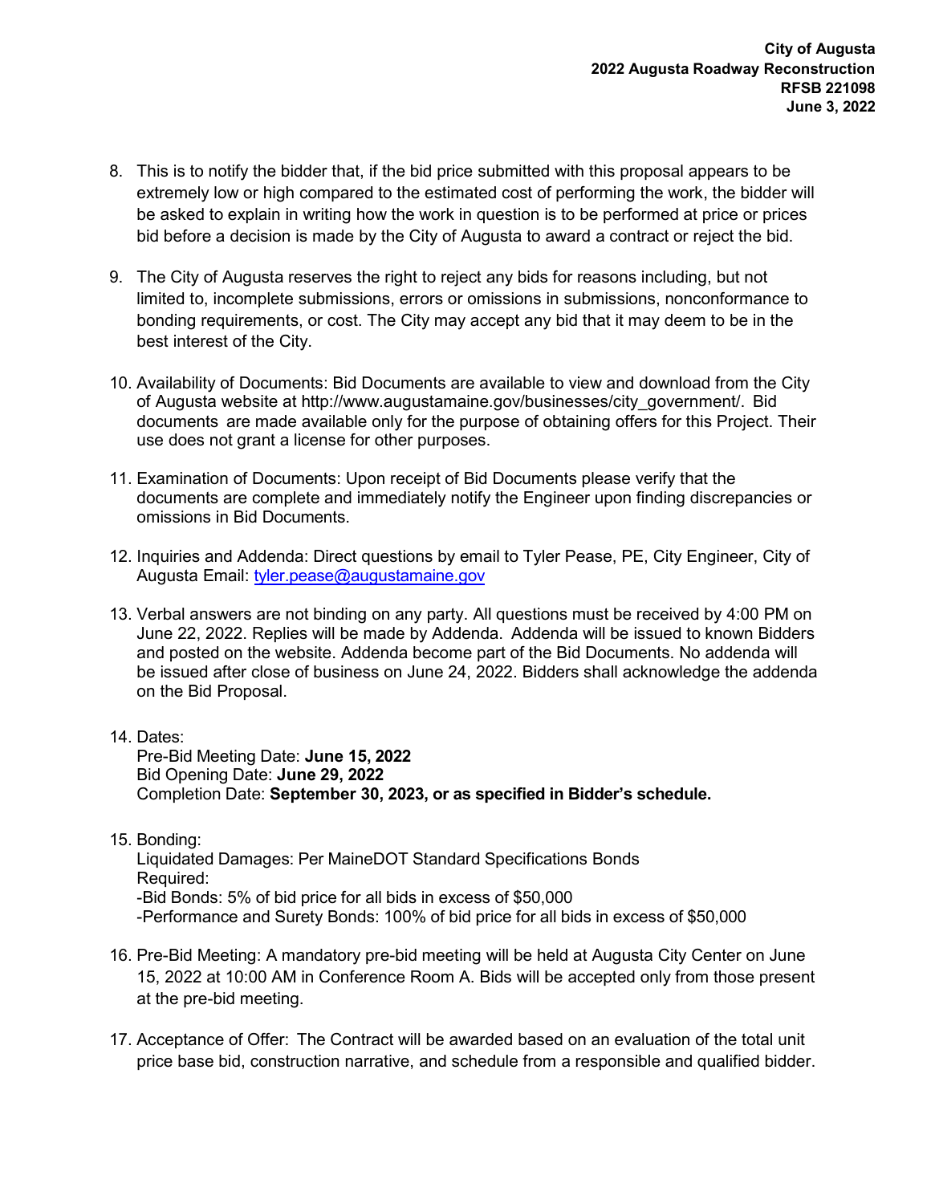8. This is to notify the bidder that, if the bid price submitted with this proposal appears to be extremely low or high compared to the estimated cost of performing the work, the bidder will be asked to explain in writing how the work in question is to be performed at price or prices bid before a decision is made by the City of Augusta to award a contract or reject the bid.

9. The City of Augusta reserves the right to reject any bids for reasons including, but not limited to, incomplete submissions, errors or omissions in submissions, nonconformance to bonding requirements, or cost. The City may accept any bid that it may deem to be in the best interest of the City.

10. Availability of Documents: Bid Documents are available to view and download from the City of Augusta website at http://www.augustamaine.gov/businesses/city_government/. Bid documents are made available only for the purpose of obtaining offers for this Project. Their use does not grant a license for other purposes.

11. Examination of Documents: Upon receipt of Bid Documents please verify that the documents are complete and immediately notify the Engineer upon finding discrepancies or omissions in Bid Documents.

12. Inquiries and Addenda: Direct questions by email to Tyler Pease, PE, City Engineer, City of Augusta Email: tyler.pease@augustamaine.gov

13. Verbal answers are not binding on any party. All questions must be received by 4:00 PM on June 22, 2022. Replies will be made by Addenda. Addenda will be issued to known Bidders and posted on the website. Addenda become part of the Bid Documents. No addenda will be issued after close of business on June 24, 2022. Bidders shall acknowledge the addenda on the Bid Proposal.

14. Dates:
    Pre-Bid Meeting Date: **June 15, 2022**
    Bid Opening Date: **June 29, 2022**
    Completion Date: **September 30, 2023, or as specified in Bidder's schedule.**

15. Bonding:
    Liquidated Damages: Per MaineDOT Standard Specifications Bonds Required:
    -Bid Bonds: 5% of bid price for all bids in excess of $50,000
    -Performance and Surety Bonds: 100% of bid price for all bids in excess of $50,000

16. Pre-Bid Meeting: A mandatory pre-bid meeting will be held at Augusta City Center on June 15, 2022 at 10:00 AM in Conference Room A. Bids will be accepted only from those present at the pre-bid meeting.

17. Acceptance of Offer: The Contract will be awarded based on an evaluation of the total unit price base bid, construction narrative, and schedule from a responsible and qualified bidder.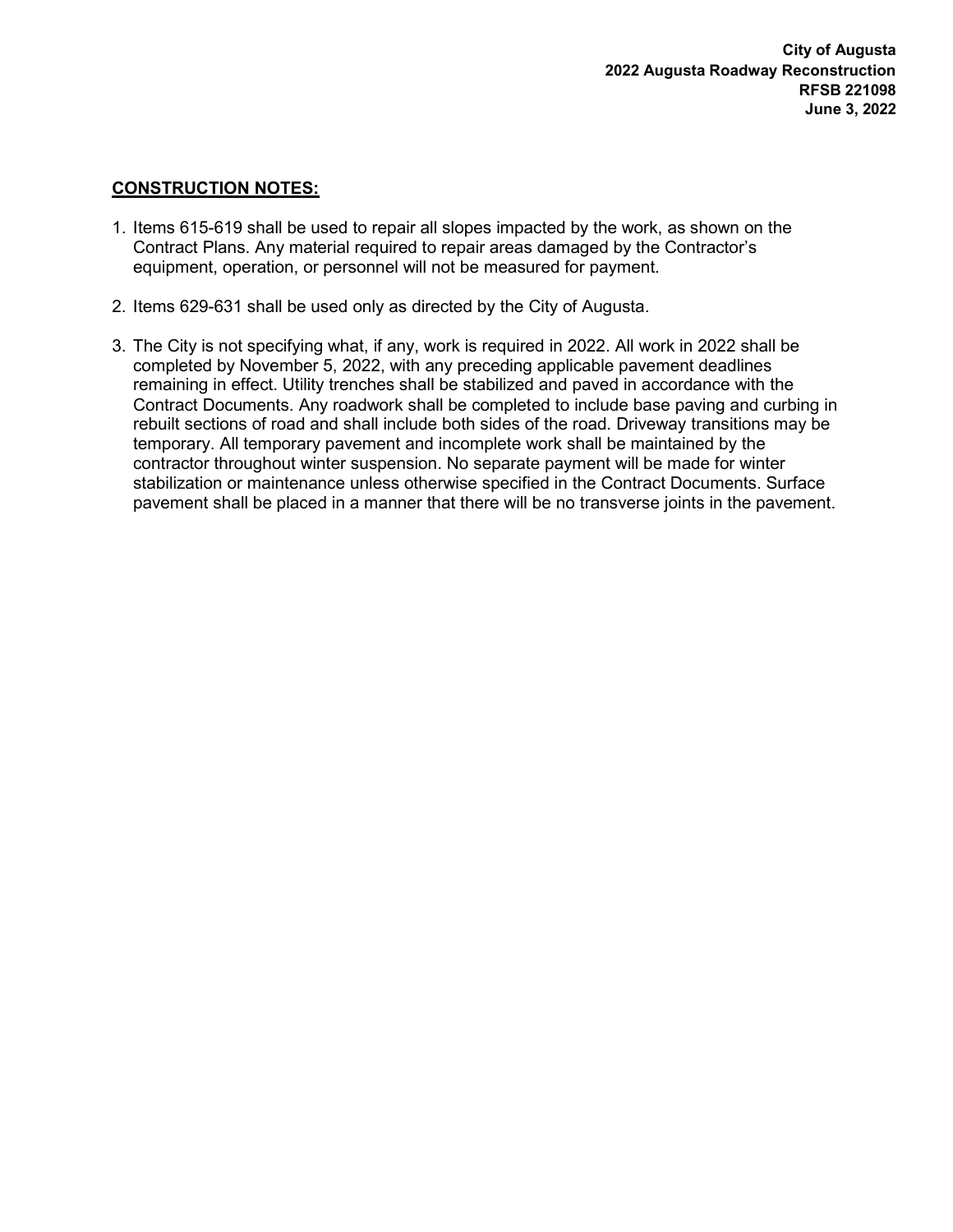## CONSTRUCTION NOTES:

1. Items 615-619 shall be used to repair all slopes impacted by the work, as shown on the Contract Plans. Any material required to repair areas damaged by the Contractor's equipment, operation, or personnel will not be measured for payment.

2. Items 629-631 shall be used only as directed by the City of Augusta.

3. The City is not specifying what, if any, work is required in 2022. All work in 2022 shall be completed by November 5, 2022, with any preceding applicable pavement deadlines remaining in effect. Utility trenches shall be stabilized and paved in accordance with the Contract Documents. Any roadwork shall be completed to include base paving and curbing in rebuilt sections of road and shall include both sides of the road. Driveway transitions may be temporary. All temporary pavement and incomplete work shall be maintained by the contractor throughout winter suspension. No separate payment will be made for winter stabilization or maintenance unless otherwise specified in the Contract Documents. Surface pavement shall be placed in a manner that there will be no transverse joints in the pavement.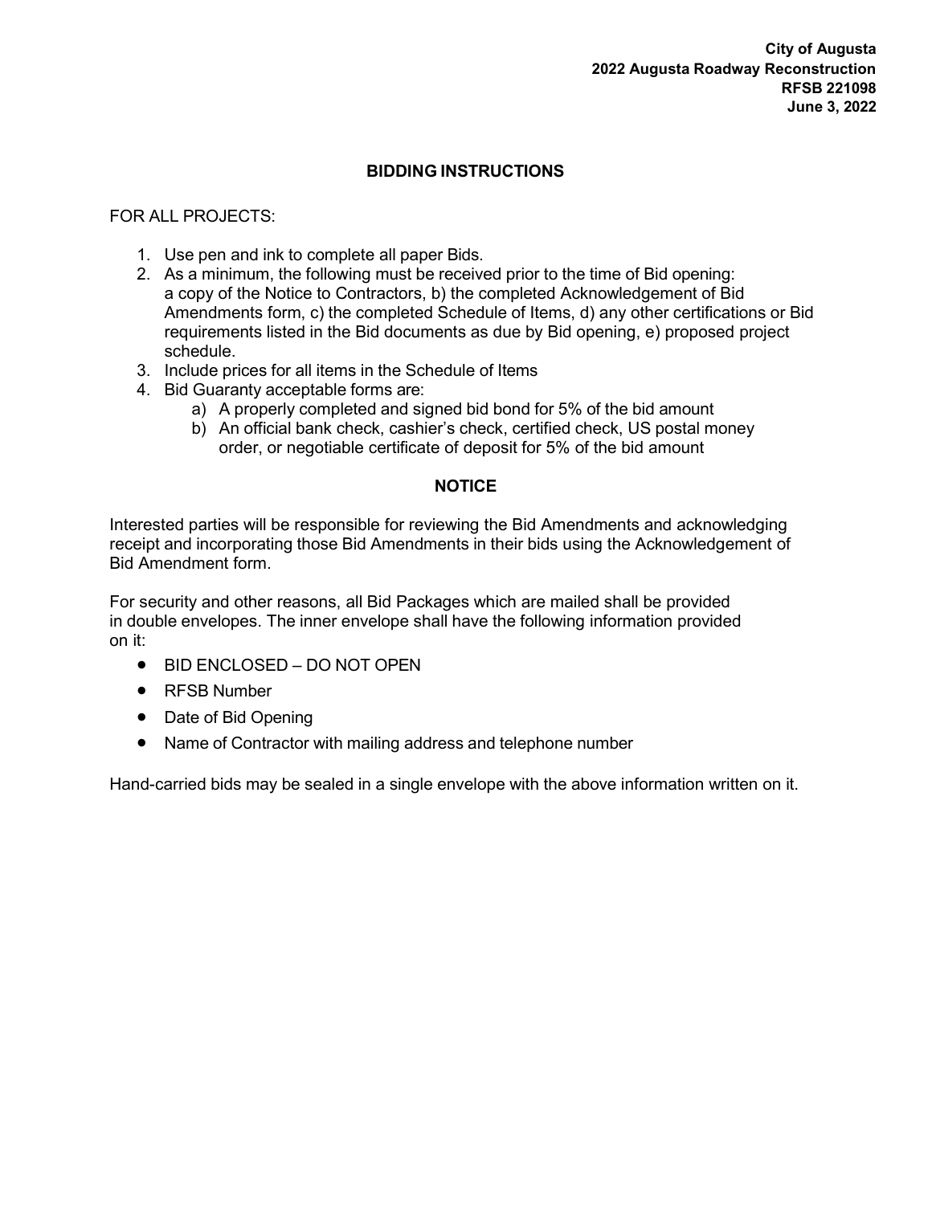**City of Augusta**
**2022 Augusta Roadway Reconstruction**
**RFSB 221098**
**June 3, 2022**

## BIDDING INSTRUCTIONS

FOR ALL PROJECTS:

1. Use pen and ink to complete all paper Bids.
2. As a minimum, the following must be received prior to the time of Bid opening: a copy of the Notice to Contractors, b) the completed Acknowledgement of Bid Amendments form, c) the completed Schedule of Items, d) any other certifications or Bid requirements listed in the Bid documents as due by Bid opening, e) proposed project schedule.
3. Include prices for all items in the Schedule of Items
4. Bid Guaranty acceptable forms are:
   a) A properly completed and signed bid bond for 5% of the bid amount
   b) An official bank check, cashier's check, certified check, US postal money order, or negotiable certificate of deposit for 5% of the bid amount

## NOTICE

Interested parties will be responsible for reviewing the Bid Amendments and acknowledging receipt and incorporating those Bid Amendments in their bids using the Acknowledgement of Bid Amendment form.

For security and other reasons, all Bid Packages which are mailed shall be provided in double envelopes. The inner envelope shall have the following information provided on it:

- BID ENCLOSED – DO NOT OPEN
- RFSB Number
- Date of Bid Opening
- Name of Contractor with mailing address and telephone number

Hand-carried bids may be sealed in a single envelope with the above information written on it.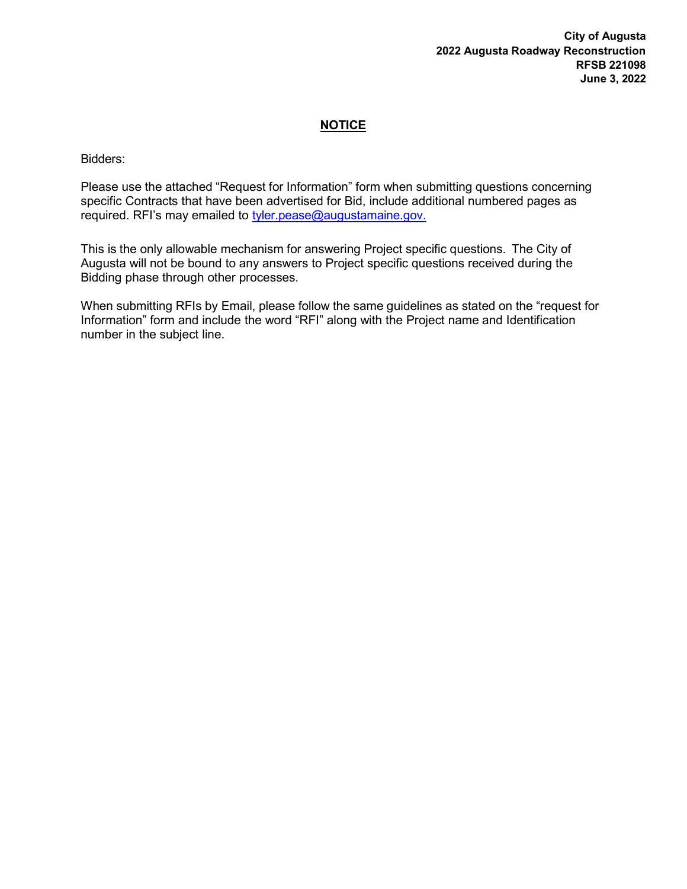**City of Augusta**
**2022 Augusta Roadway Reconstruction**
**RFSB 221098**
**June 3, 2022**

## NOTICE

Bidders:

Please use the attached "Request for Information" form when submitting questions concerning specific Contracts that have been advertised for Bid, include additional numbered pages as required. RFI's may emailed to tyler.pease@augustamaine.gov.

This is the only allowable mechanism for answering Project specific questions. The City of Augusta will not be bound to any answers to Project specific questions received during the Bidding phase through other processes.

When submitting RFIs by Email, please follow the same guidelines as stated on the "request for Information" form and include the word "RFI" along with the Project name and Identification number in the subject line.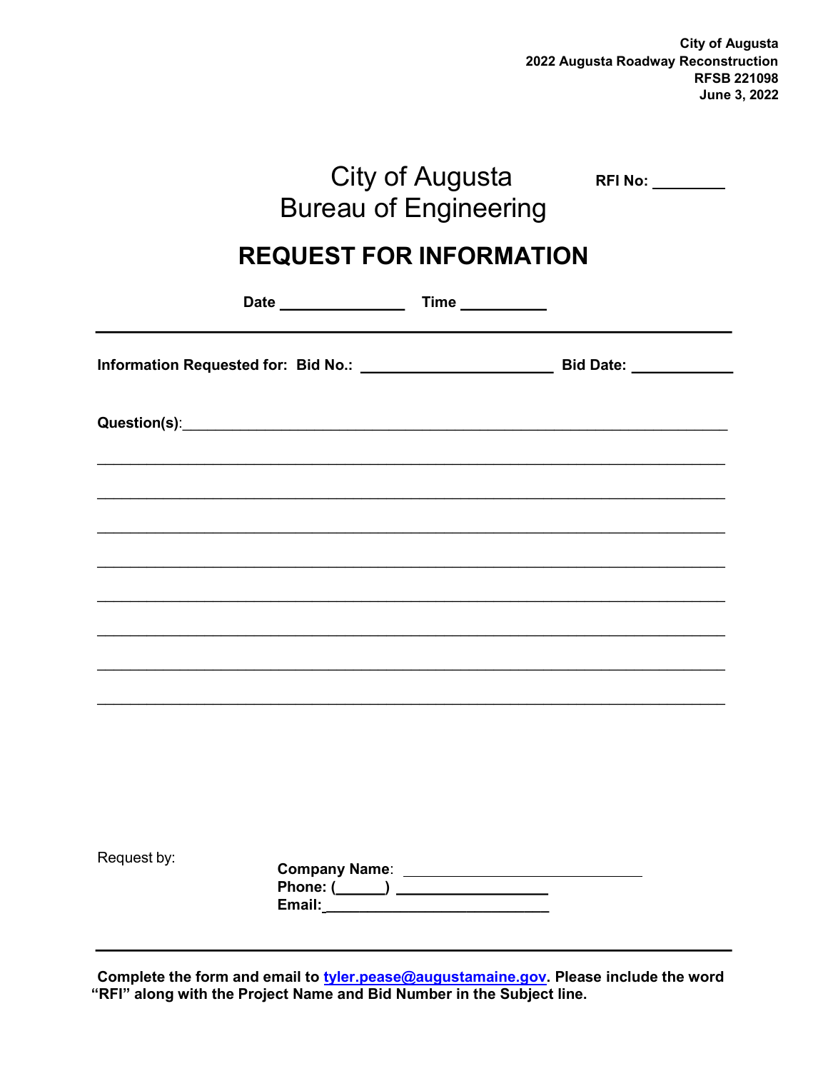# City of Augusta
# Bureau of Engineering

**RFI No:** ________

## REQUEST FOR INFORMATION

**Date** _______________ **Time** __________

---

**Information Requested for: Bid No.:** ______________________ **Bid Date:** ____________

**Question(s)**:_______________________________________________________________

_______________________________________________________________________

_______________________________________________________________________

_______________________________________________________________________

_______________________________________________________________________

_______________________________________________________________________

_______________________________________________________________________

_______________________________________________________________________

_______________________________________________________________________

Request by:

**Company Name**: ______________________________

**Phone: (______)** __________________

**Email:**____________________________

---

**Complete the form and email to tyler.pease@augustamaine.gov. Please include the word "RFI" along with the Project Name and Bid Number in the Subject line.**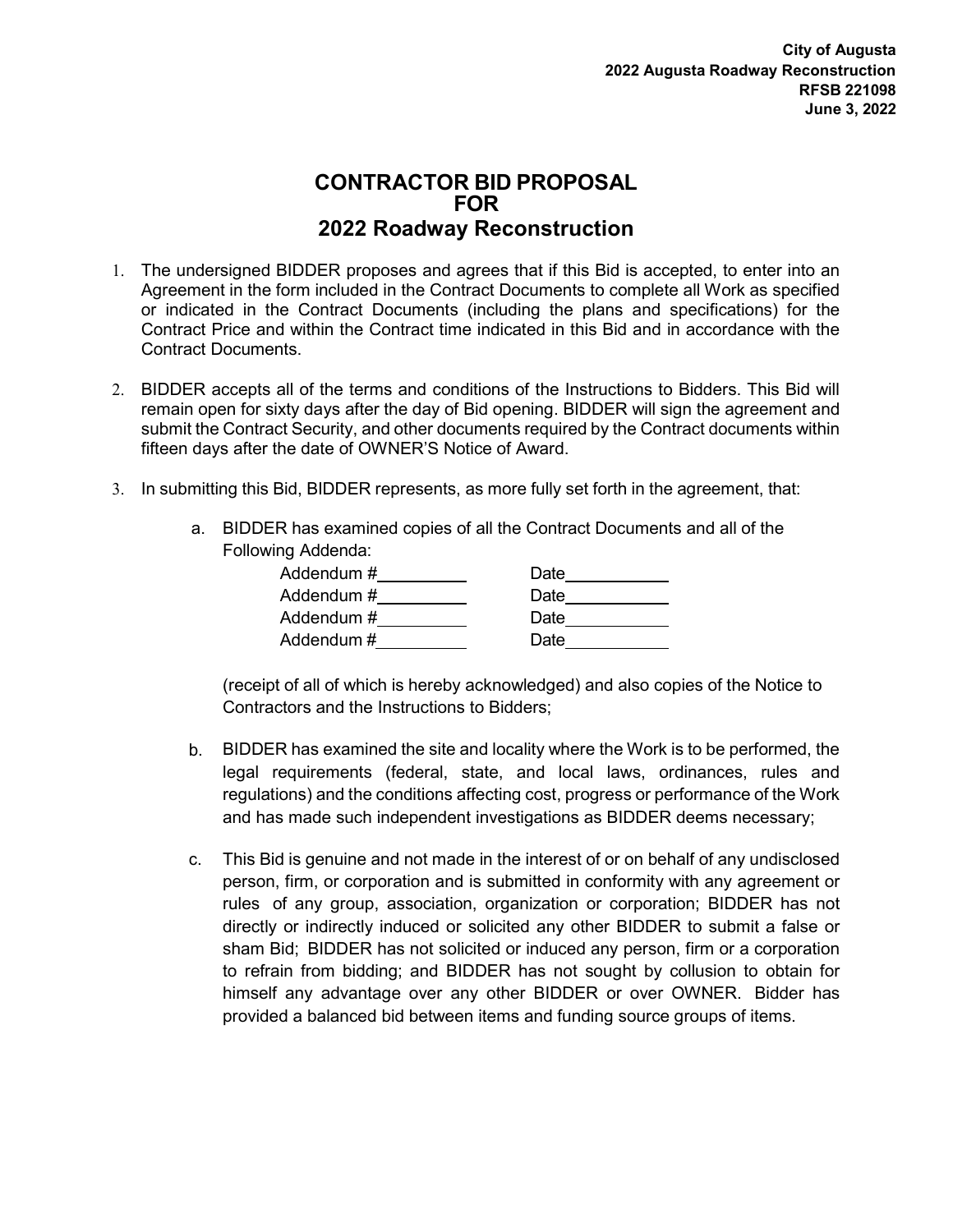# CONTRACTOR BID PROPOSAL FOR 2022 Roadway Reconstruction

1. The undersigned BIDDER proposes and agrees that if this Bid is accepted, to enter into an Agreement in the form included in the Contract Documents to complete all Work as specified or indicated in the Contract Documents (including the plans and specifications) for the Contract Price and within the Contract time indicated in this Bid and in accordance with the Contract Documents.

2. BIDDER accepts all of the terms and conditions of the Instructions to Bidders. This Bid will remain open for sixty days after the day of Bid opening. BIDDER will sign the agreement and submit the Contract Security, and other documents required by the Contract documents within fifteen days after the date of OWNER'S Notice of Award.

3. In submitting this Bid, BIDDER represents, as more fully set forth in the agreement, that:

   a. BIDDER has examined copies of all the Contract Documents and all of the Following Addenda:

      Addendum #__________ Date___________
      Addendum #__________ Date___________
      Addendum #__________ Date___________
      Addendum #__________ Date___________

      (receipt of all of which is hereby acknowledged) and also copies of the Notice to Contractors and the Instructions to Bidders;

   b. BIDDER has examined the site and locality where the Work is to be performed, the legal requirements (federal, state, and local laws, ordinances, rules and regulations) and the conditions affecting cost, progress or performance of the Work and has made such independent investigations as BIDDER deems necessary;

   c. This Bid is genuine and not made in the interest of or on behalf of any undisclosed person, firm, or corporation and is submitted in conformity with any agreement or rules of any group, association, organization or corporation; BIDDER has not directly or indirectly induced or solicited any other BIDDER to submit a false or sham Bid; BIDDER has not solicited or induced any person, firm or a corporation to refrain from bidding; and BIDDER has not sought by collusion to obtain for himself any advantage over any other BIDDER or over OWNER. Bidder has provided a balanced bid between items and funding source groups of items.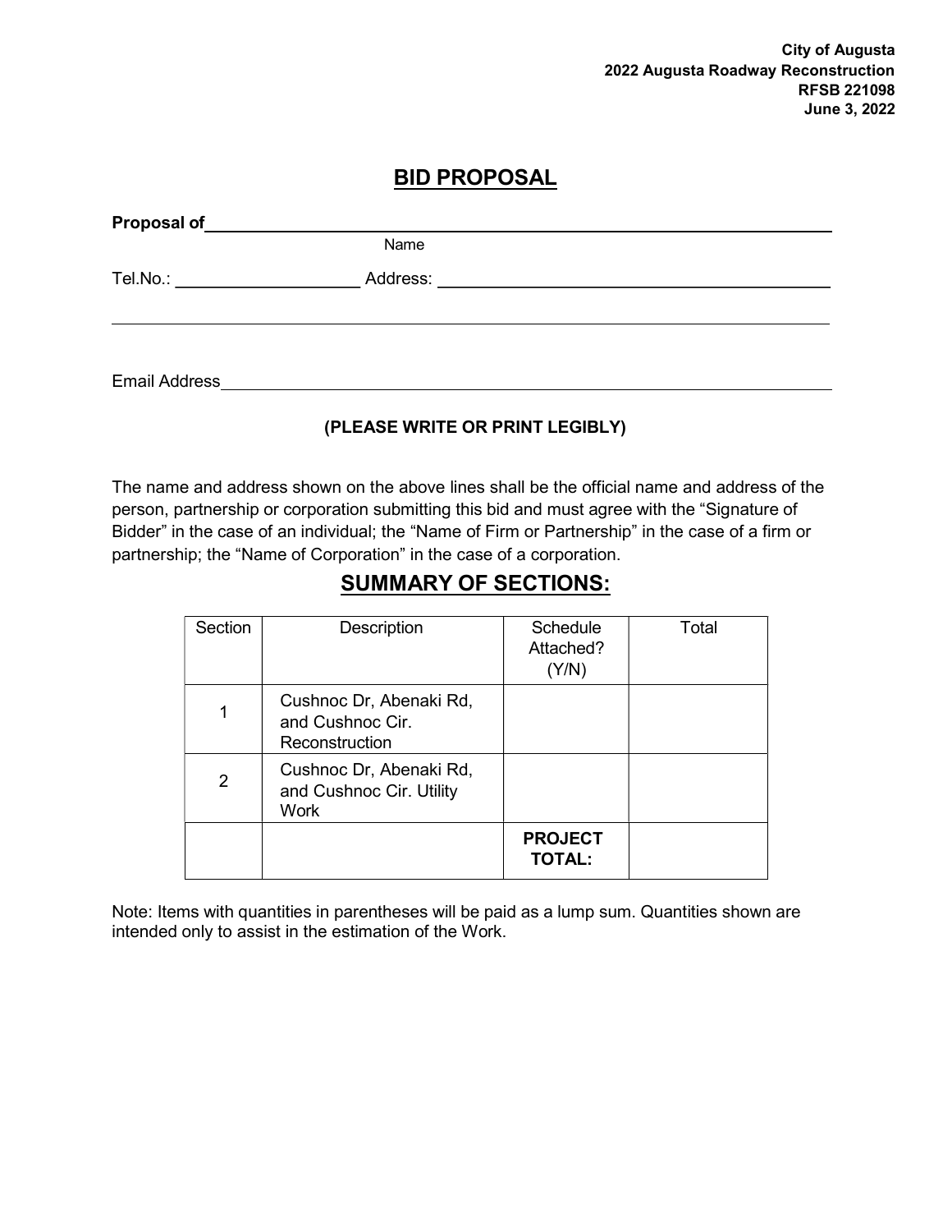City of Augusta
2022 Augusta Roadway Reconstruction
RFSB 221098
June 3, 2022

# BID PROPOSAL

**Proposal of** ______________________________________________
Name

Tel.No.: ____________________ Address: ______________________________________________

______________________________________________________________________________

Email Address______________________________________________

**(PLEASE WRITE OR PRINT LEGIBLY)**

The name and address shown on the above lines shall be the official name and address of the person, partnership or corporation submitting this bid and must agree with the “Signature of Bidder” in the case of an individual; the “Name of Firm or Partnership” in the case of a firm or partnership; the “Name of Corporation” in the case of a corporation.

## SUMMARY OF SECTIONS:

| Section | Description | Schedule Attached? (Y/N) | Total |
|---|---|---|---|
| 1 | Cushnoc Dr, Abenaki Rd, and Cushnoc Cir. Reconstruction | | |
| 2 | Cushnoc Dr, Abenaki Rd, and Cushnoc Cir. Utility Work | | |
| | | **PROJECT TOTAL:** | |

Note: Items with quantities in parentheses will be paid as a lump sum. Quantities shown are intended only to assist in the estimation of the Work.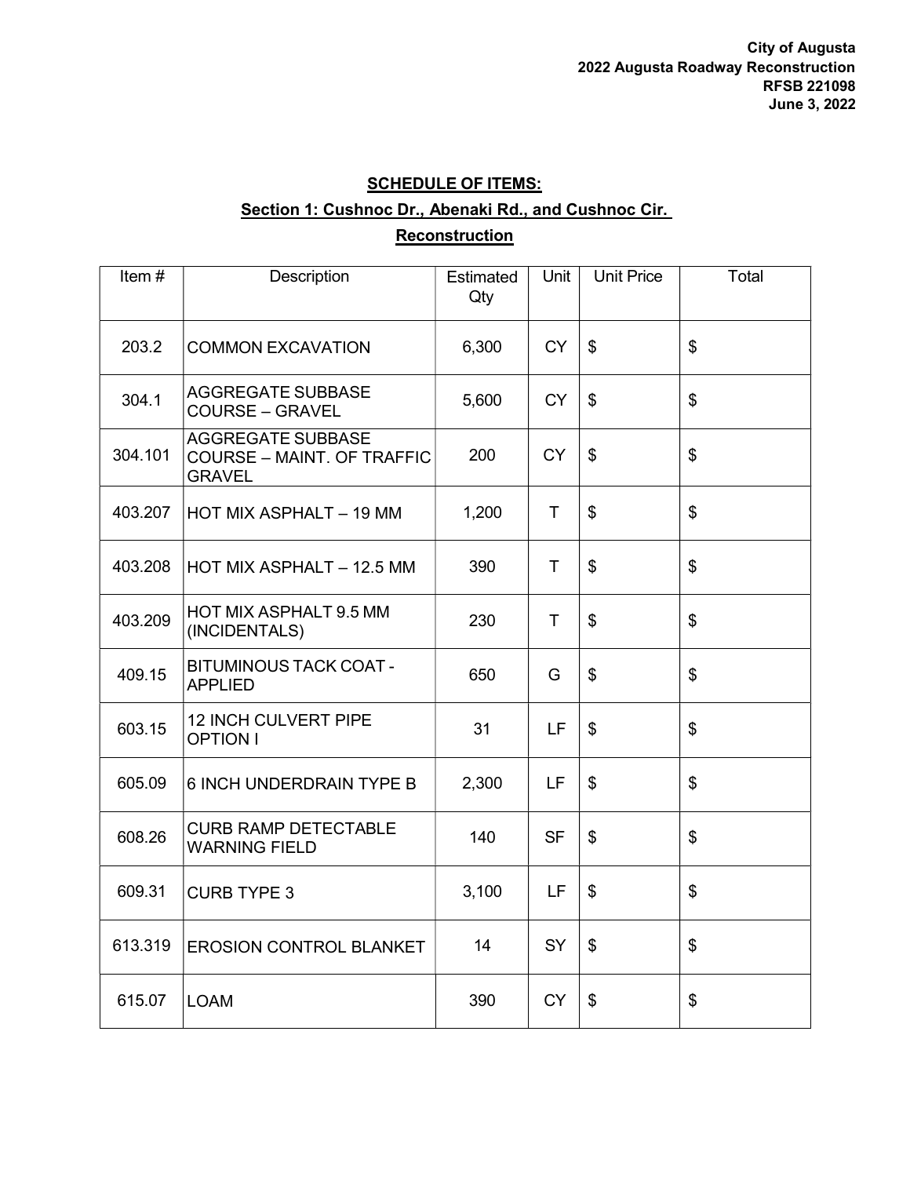City of Augusta
2022 Augusta Roadway Reconstruction
RFSB 221098
June 3, 2022

## SCHEDULE OF ITEMS:

## Section 1: Cushnoc Dr., Abenaki Rd., and Cushnoc Cir. Reconstruction

| Item # | Description | Estimated Qty | Unit | Unit Price | Total |
|---|---|---|---|---|---|
| 203.2 | COMMON EXCAVATION | 6,300 | CY | $ | $ |
| 304.1 | AGGREGATE SUBBASE COURSE – GRAVEL | 5,600 | CY | $ | $ |
| 304.101 | AGGREGATE SUBBASE COURSE – MAINT. OF TRAFFIC GRAVEL | 200 | CY | $ | $ |
| 403.207 | HOT MIX ASPHALT – 19 MM | 1,200 | T | $ | $ |
| 403.208 | HOT MIX ASPHALT – 12.5 MM | 390 | T | $ | $ |
| 403.209 | HOT MIX ASPHALT 9.5 MM (INCIDENTALS) | 230 | T | $ | $ |
| 409.15 | BITUMINOUS TACK COAT - APPLIED | 650 | G | $ | $ |
| 603.15 | 12 INCH CULVERT PIPE OPTION I | 31 | LF | $ | $ |
| 605.09 | 6 INCH UNDERDRAIN TYPE B | 2,300 | LF | $ | $ |
| 608.26 | CURB RAMP DETECTABLE WARNING FIELD | 140 | SF | $ | $ |
| 609.31 | CURB TYPE 3 | 3,100 | LF | $ | $ |
| 613.319 | EROSION CONTROL BLANKET | 14 | SY | $ | $ |
| 615.07 | LOAM | 390 | CY | $ | $ |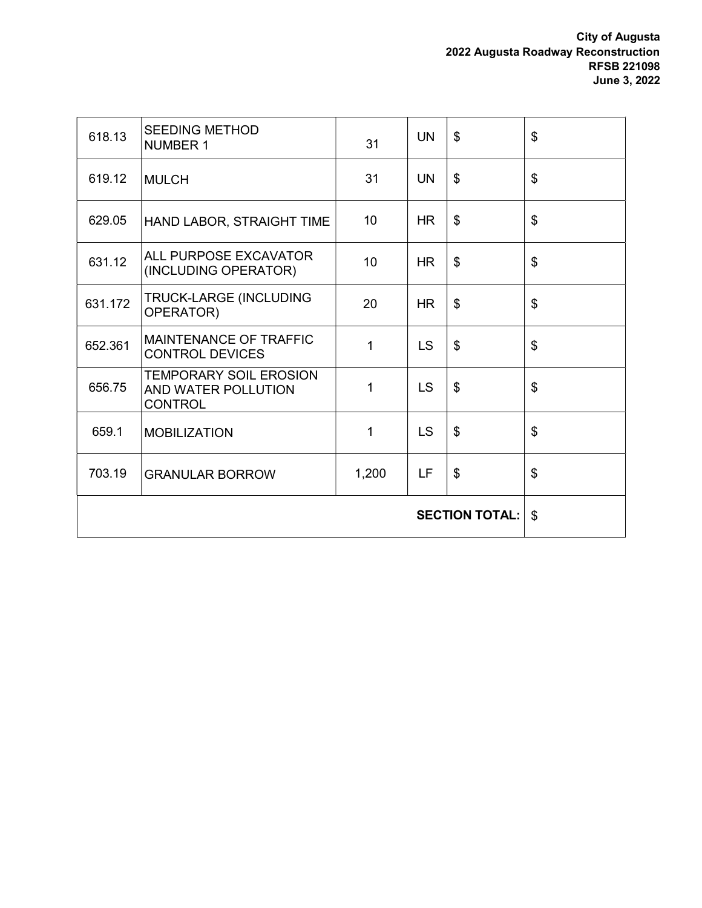| | | | | | |
|---|---|---|---|---|---|
| 618.13 | SEEDING METHOD NUMBER 1 | 31 | UN | $ | $ |
| 619.12 | MULCH | 31 | UN | $ | $ |
| 629.05 | HAND LABOR, STRAIGHT TIME | 10 | HR | $ | $ |
| 631.12 | ALL PURPOSE EXCAVATOR (INCLUDING OPERATOR) | 10 | HR | $ | $ |
| 631.172 | TRUCK-LARGE (INCLUDING OPERATOR) | 20 | HR | $ | $ |
| 652.361 | MAINTENANCE OF TRAFFIC CONTROL DEVICES | 1 | LS | $ | $ |
| 656.75 | TEMPORARY SOIL EROSION AND WATER POLLUTION CONTROL | 1 | LS | $ | $ |
| 659.1 | MOBILIZATION | 1 | LS | $ | $ |
| 703.19 | GRANULAR BORROW | 1,200 | LF | $ | $ |
| | | | | **SECTION TOTAL:** | $ |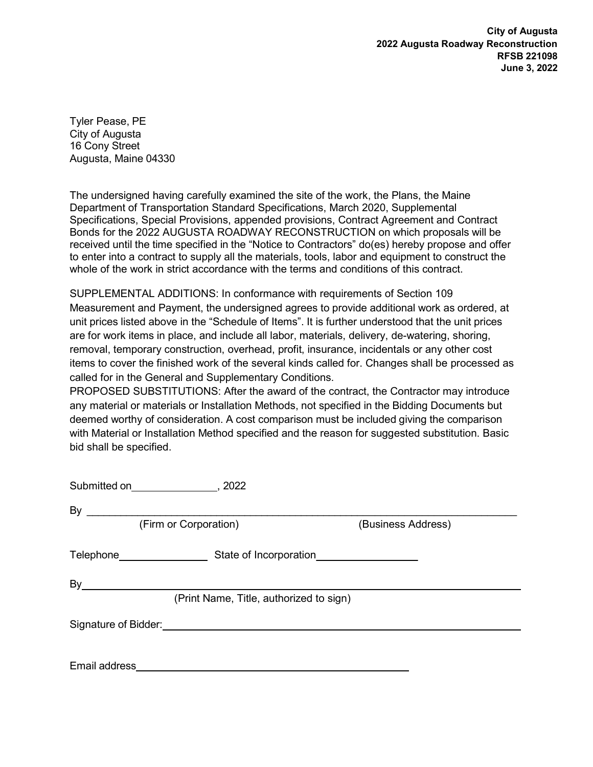**City of Augusta**
**2022 Augusta Roadway Reconstruction**
**RFSB 221098**
**June 3, 2022**

Tyler Pease, PE
City of Augusta
16 Cony Street
Augusta, Maine 04330

The undersigned having carefully examined the site of the work, the Plans, the Maine Department of Transportation Standard Specifications, March 2020, Supplemental Specifications, Special Provisions, appended provisions, Contract Agreement and Contract Bonds for the 2022 AUGUSTA ROADWAY RECONSTRUCTION on which proposals will be received until the time specified in the "Notice to Contractors" do(es) hereby propose and offer to enter into a contract to supply all the materials, tools, labor and equipment to construct the whole of the work in strict accordance with the terms and conditions of this contract.

SUPPLEMENTAL ADDITIONS: In conformance with requirements of Section 109 Measurement and Payment, the undersigned agrees to provide additional work as ordered, at unit prices listed above in the "Schedule of Items". It is further understood that the unit prices are for work items in place, and include all labor, materials, delivery, de-watering, shoring, removal, temporary construction, overhead, profit, insurance, incidentals or any other cost items to cover the finished work of the several kinds called for. Changes shall be processed as called for in the General and Supplementary Conditions.

PROPOSED SUBSTITUTIONS: After the award of the contract, the Contractor may introduce any material or materials or Installation Methods, not specified in the Bidding Documents but deemed worthy of consideration. A cost comparison must be included giving the comparison with Material or Installation Method specified and the reason for suggested substitution. Basic bid shall be specified.

Submitted on_______________, 2022

By ___________________________________________________________________________
(Firm or Corporation) (Business Address)

Telephone_______________ State of Incorporation_________________

By___________________________________________________________________________
(Print Name, Title, authorized to sign)

Signature of Bidder:___________________________________________________________

Email address_________________________________________________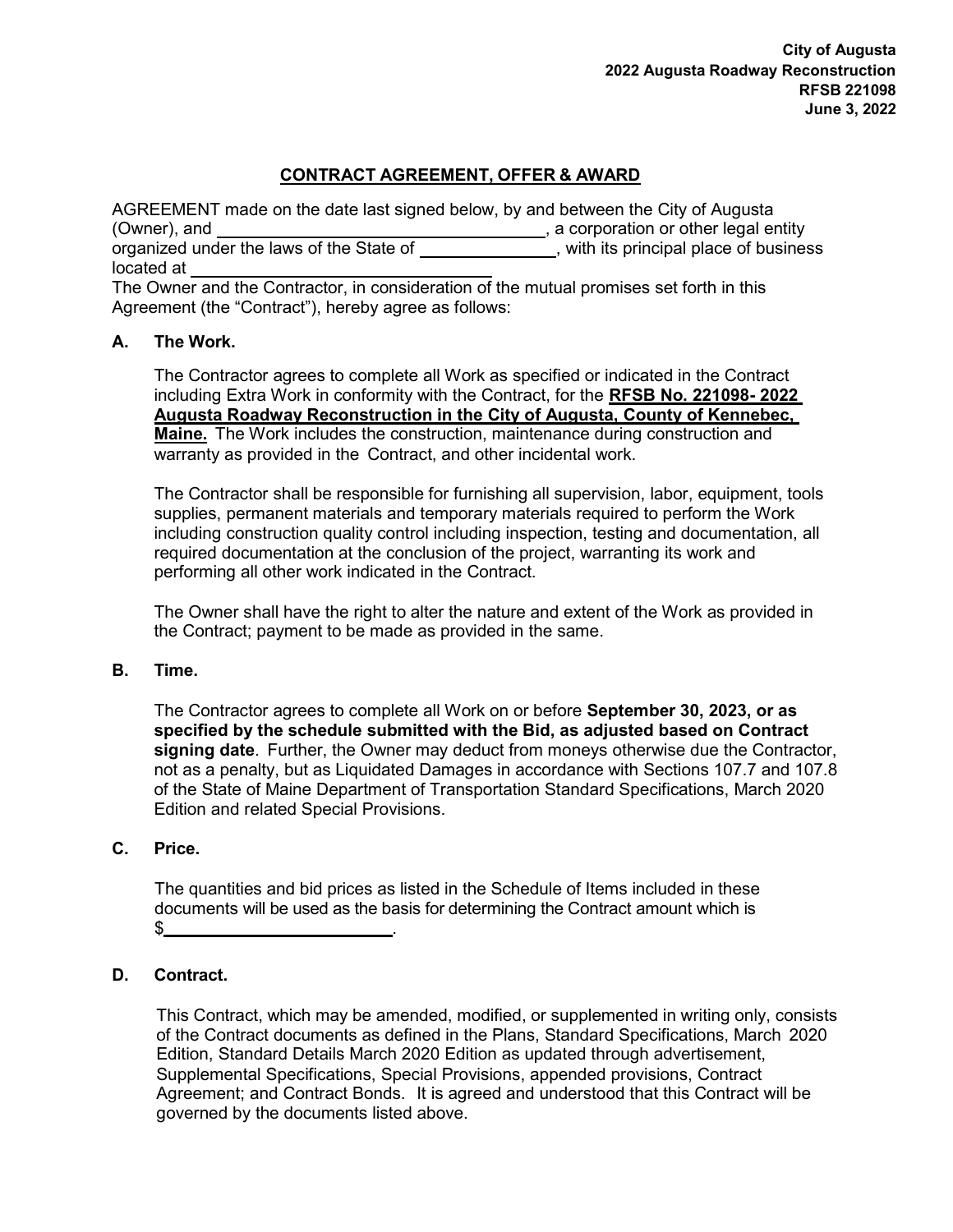City of Augusta
2022 Augusta Roadway Reconstruction
RFSB 221098
June 3, 2022

## CONTRACT AGREEMENT, OFFER & AWARD

AGREEMENT made on the date last signed below, by and between the City of Augusta (Owner), and ______________________________, a corporation or other legal entity organized under the laws of the State of _____________, with its principal place of business located at ____________________________

The Owner and the Contractor, in consideration of the mutual promises set forth in this Agreement (the "Contract"), hereby agree as follows:

### A. The Work.

The Contractor agrees to complete all Work as specified or indicated in the Contract including Extra Work in conformity with the Contract, for the **RFSB No. 221098- 2022 Augusta Roadway Reconstruction in the City of Augusta, County of Kennebec, Maine.** The Work includes the construction, maintenance during construction and warranty as provided in the Contract, and other incidental work.

The Contractor shall be responsible for furnishing all supervision, labor, equipment, tools supplies, permanent materials and temporary materials required to perform the Work including construction quality control including inspection, testing and documentation, all required documentation at the conclusion of the project, warranting its work and performing all other work indicated in the Contract.

The Owner shall have the right to alter the nature and extent of the Work as provided in the Contract; payment to be made as provided in the same.

### B. Time.

The Contractor agrees to complete all Work on or before **September 30, 2023, or as specified by the schedule submitted with the Bid, as adjusted based on Contract signing date**. Further, the Owner may deduct from moneys otherwise due the Contractor, not as a penalty, but as Liquidated Damages in accordance with Sections 107.7 and 107.8 of the State of Maine Department of Transportation Standard Specifications, March 2020 Edition and related Special Provisions.

### C. Price.

The quantities and bid prices as listed in the Schedule of Items included in these documents will be used as the basis for determining the Contract amount which is $______________________.

### D. Contract.

This Contract, which may be amended, modified, or supplemented in writing only, consists of the Contract documents as defined in the Plans, Standard Specifications, March 2020 Edition, Standard Details March 2020 Edition as updated through advertisement, Supplemental Specifications, Special Provisions, appended provisions, Contract Agreement; and Contract Bonds. It is agreed and understood that this Contract will be governed by the documents listed above.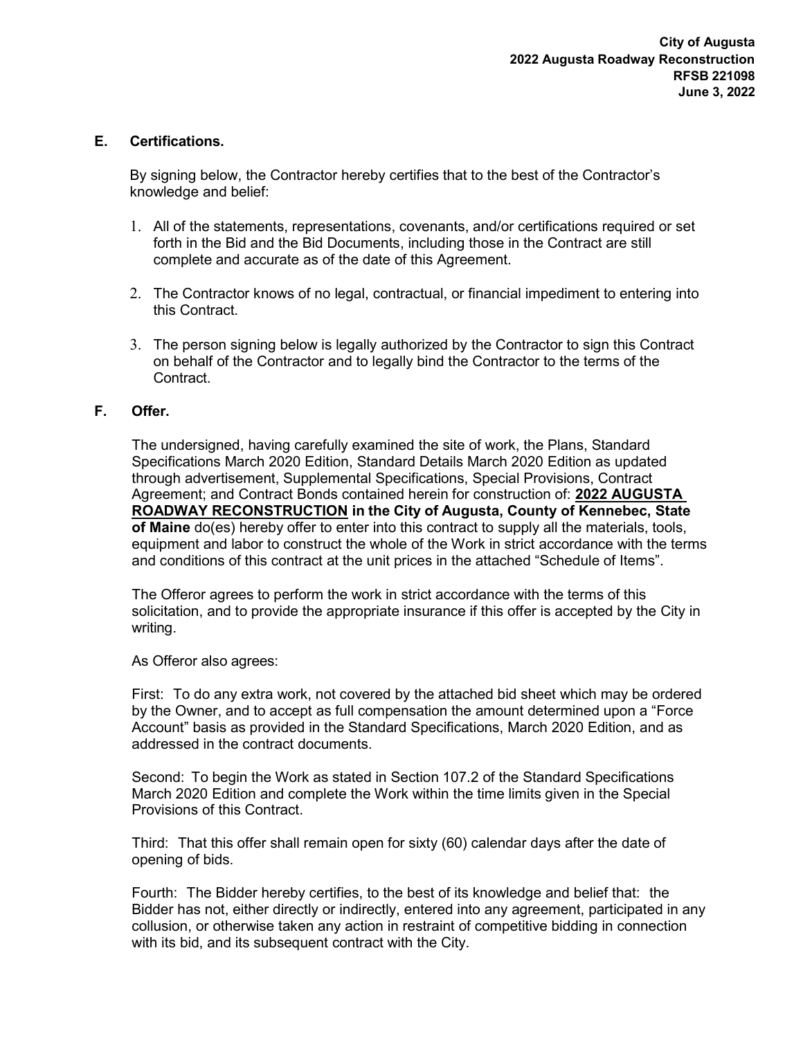## E. Certifications.

By signing below, the Contractor hereby certifies that to the best of the Contractor's knowledge and belief:

1. All of the statements, representations, covenants, and/or certifications required or set forth in the Bid and the Bid Documents, including those in the Contract are still complete and accurate as of the date of this Agreement.
2. The Contractor knows of no legal, contractual, or financial impediment to entering into this Contract.
3. The person signing below is legally authorized by the Contractor to sign this Contract on behalf of the Contractor and to legally bind the Contractor to the terms of the Contract.

## F. Offer.

The undersigned, having carefully examined the site of work, the Plans, Standard Specifications March 2020 Edition, Standard Details March 2020 Edition as updated through advertisement, Supplemental Specifications, Special Provisions, Contract Agreement; and Contract Bonds contained herein for construction of: **2022 AUGUSTA ROADWAY RECONSTRUCTION in the City of Augusta, County of Kennebec, State of Maine** do(es) hereby offer to enter into this contract to supply all the materials, tools, equipment and labor to construct the whole of the Work in strict accordance with the terms and conditions of this contract at the unit prices in the attached "Schedule of Items".

The Offeror agrees to perform the work in strict accordance with the terms of this solicitation, and to provide the appropriate insurance if this offer is accepted by the City in writing.

As Offeror also agrees:

First: To do any extra work, not covered by the attached bid sheet which may be ordered by the Owner, and to accept as full compensation the amount determined upon a "Force Account" basis as provided in the Standard Specifications, March 2020 Edition, and as addressed in the contract documents.

Second: To begin the Work as stated in Section 107.2 of the Standard Specifications March 2020 Edition and complete the Work within the time limits given in the Special Provisions of this Contract.

Third: That this offer shall remain open for sixty (60) calendar days after the date of opening of bids.

Fourth: The Bidder hereby certifies, to the best of its knowledge and belief that: the Bidder has not, either directly or indirectly, entered into any agreement, participated in any collusion, or otherwise taken any action in restraint of competitive bidding in connection with its bid, and its subsequent contract with the City.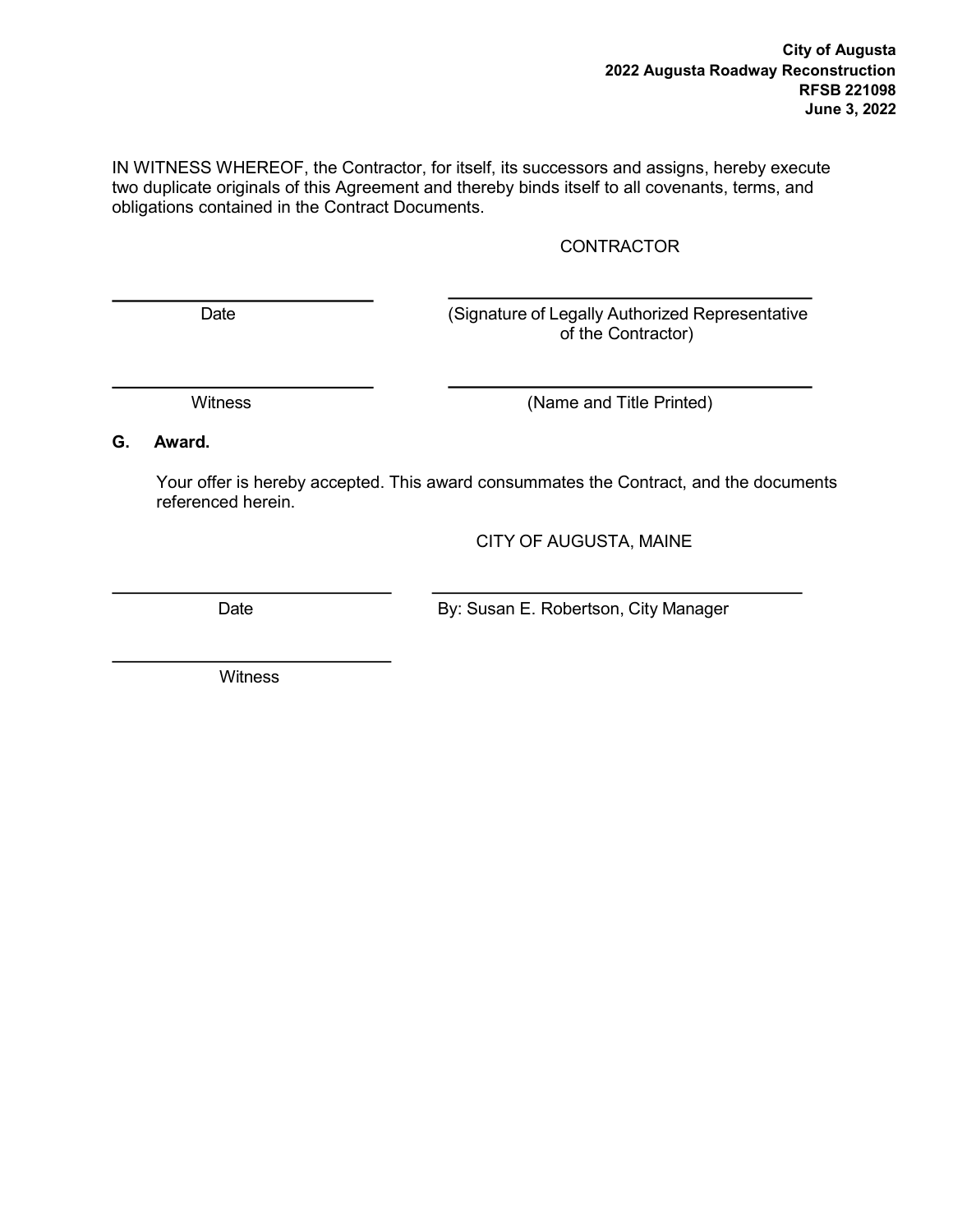IN WITNESS WHEREOF, the Contractor, for itself, its successors and assigns, hereby execute two duplicate originals of this Agreement and thereby binds itself to all covenants, terms, and obligations contained in the Contract Documents.

CONTRACTOR

_____________________________ &nbsp;&nbsp;&nbsp;&nbsp; _____________________________________
Date &nbsp;&nbsp;&nbsp;&nbsp; (Signature of Legally Authorized Representative of the Contractor)

_____________________________ &nbsp;&nbsp;&nbsp;&nbsp; _____________________________________
Witness &nbsp;&nbsp;&nbsp;&nbsp; (Name and Title Printed)

**G. Award.**

Your offer is hereby accepted. This award consummates the Contract, and the documents referenced herein.

CITY OF AUGUSTA, MAINE

_____________________________ &nbsp;&nbsp;&nbsp;&nbsp; _____________________________________
Date &nbsp;&nbsp;&nbsp;&nbsp; By: Susan E. Robertson, City Manager

_____________________________
Witness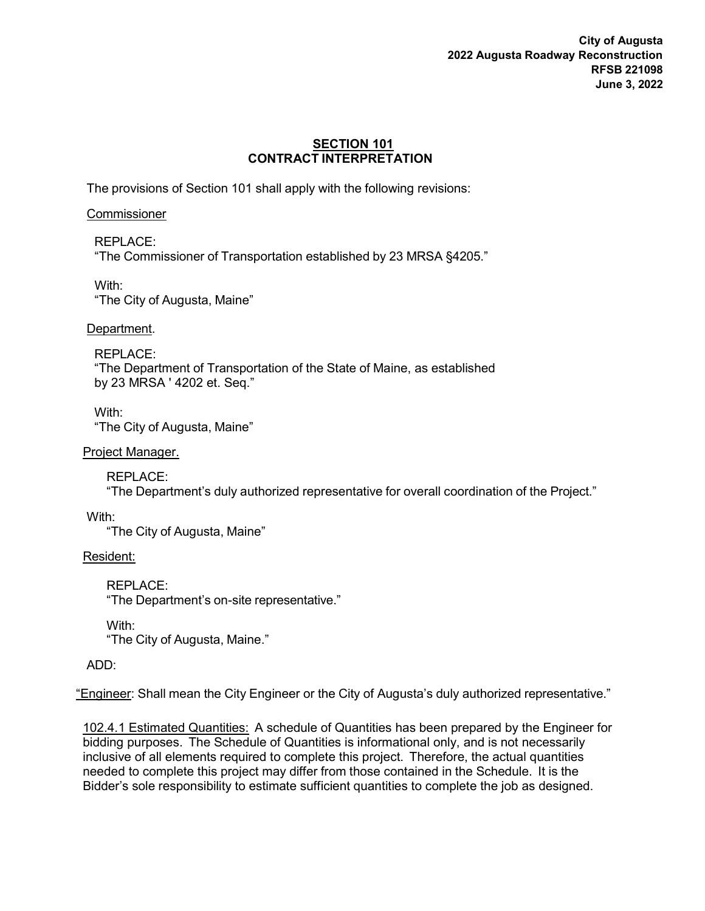## SECTION 101
## CONTRACT INTERPRETATION

The provisions of Section 101 shall apply with the following revisions:

Commissioner

REPLACE:
"The Commissioner of Transportation established by 23 MRSA §4205."

With:
"The City of Augusta, Maine"

Department.

REPLACE:
"The Department of Transportation of the State of Maine, as established by 23 MRSA ' 4202 et. Seq."

With:
"The City of Augusta, Maine"

Project Manager.

REPLACE:
"The Department's duly authorized representative for overall coordination of the Project."

With:
"The City of Augusta, Maine"

Resident:

REPLACE:
"The Department's on-site representative."

With:
"The City of Augusta, Maine."

ADD:

"Engineer: Shall mean the City Engineer or the City of Augusta's duly authorized representative."

102.4.1 Estimated Quantities: A schedule of Quantities has been prepared by the Engineer for bidding purposes. The Schedule of Quantities is informational only, and is not necessarily inclusive of all elements required to complete this project. Therefore, the actual quantities needed to complete this project may differ from those contained in the Schedule. It is the Bidder's sole responsibility to estimate sufficient quantities to complete the job as designed.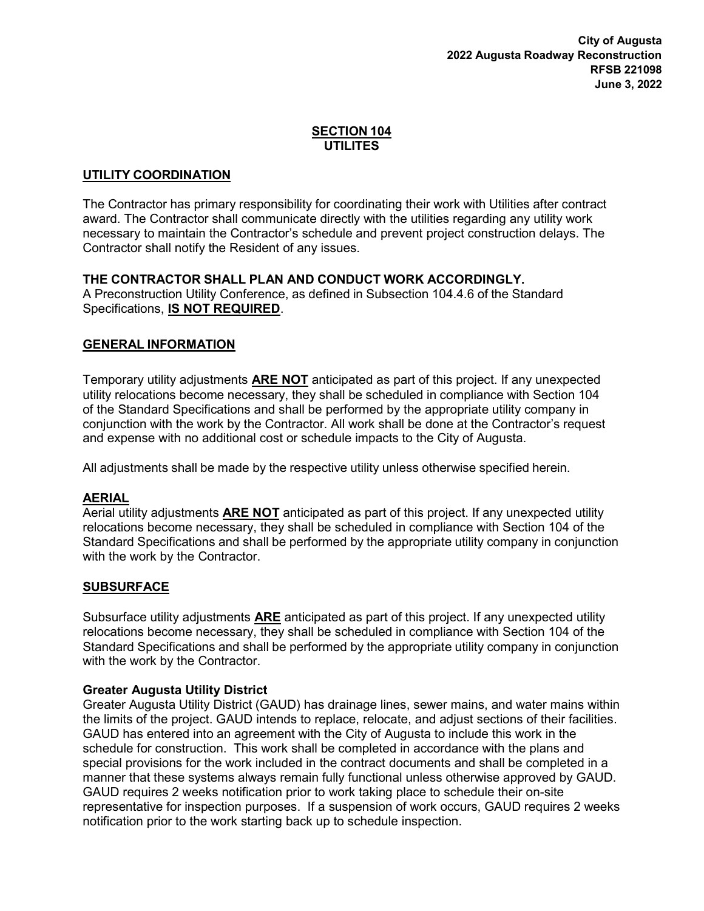## SECTION 104
## UTILITES

### UTILITY COORDINATION

The Contractor has primary responsibility for coordinating their work with Utilities after contract award. The Contractor shall communicate directly with the utilities regarding any utility work necessary to maintain the Contractor's schedule and prevent project construction delays. The Contractor shall notify the Resident of any issues.

**THE CONTRACTOR SHALL PLAN AND CONDUCT WORK ACCORDINGLY.**
A Preconstruction Utility Conference, as defined in Subsection 104.4.6 of the Standard Specifications, **IS NOT REQUIRED**.

### GENERAL INFORMATION

Temporary utility adjustments **ARE NOT** anticipated as part of this project. If any unexpected utility relocations become necessary, they shall be scheduled in compliance with Section 104 of the Standard Specifications and shall be performed by the appropriate utility company in conjunction with the work by the Contractor. All work shall be done at the Contractor's request and expense with no additional cost or schedule impacts to the City of Augusta.

All adjustments shall be made by the respective utility unless otherwise specified herein.

### AERIAL

Aerial utility adjustments **ARE NOT** anticipated as part of this project. If any unexpected utility relocations become necessary, they shall be scheduled in compliance with Section 104 of the Standard Specifications and shall be performed by the appropriate utility company in conjunction with the work by the Contractor.

### SUBSURFACE

Subsurface utility adjustments **ARE** anticipated as part of this project. If any unexpected utility relocations become necessary, they shall be scheduled in compliance with Section 104 of the Standard Specifications and shall be performed by the appropriate utility company in conjunction with the work by the Contractor.

**Greater Augusta Utility District**
Greater Augusta Utility District (GAUD) has drainage lines, sewer mains, and water mains within the limits of the project. GAUD intends to replace, relocate, and adjust sections of their facilities. GAUD has entered into an agreement with the City of Augusta to include this work in the schedule for construction. This work shall be completed in accordance with the plans and special provisions for the work included in the contract documents and shall be completed in a manner that these systems always remain fully functional unless otherwise approved by GAUD. GAUD requires 2 weeks notification prior to work taking place to schedule their on-site representative for inspection purposes. If a suspension of work occurs, GAUD requires 2 weeks notification prior to the work starting back up to schedule inspection.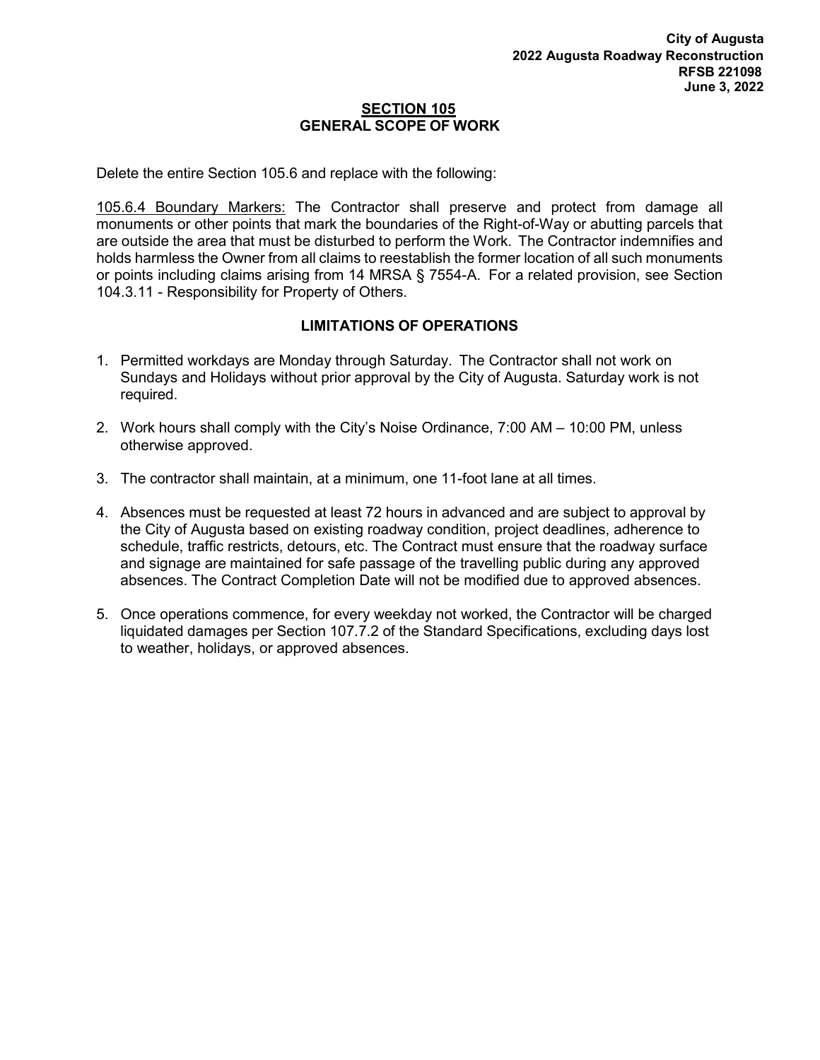## SECTION 105
## GENERAL SCOPE OF WORK

Delete the entire Section 105.6 and replace with the following:

105.6.4 Boundary Markers: The Contractor shall preserve and protect from damage all monuments or other points that mark the boundaries of the Right-of-Way or abutting parcels that are outside the area that must be disturbed to perform the Work. The Contractor indemnifies and holds harmless the Owner from all claims to reestablish the former location of all such monuments or points including claims arising from 14 MRSA § 7554-A. For a related provision, see Section 104.3.11 - Responsibility for Property of Others.

### LIMITATIONS OF OPERATIONS

1. Permitted workdays are Monday through Saturday. The Contractor shall not work on Sundays and Holidays without prior approval by the City of Augusta. Saturday work is not required.

2. Work hours shall comply with the City's Noise Ordinance, 7:00 AM – 10:00 PM, unless otherwise approved.

3. The contractor shall maintain, at a minimum, one 11-foot lane at all times.

4. Absences must be requested at least 72 hours in advanced and are subject to approval by the City of Augusta based on existing roadway condition, project deadlines, adherence to schedule, traffic restricts, detours, etc. The Contract must ensure that the roadway surface and signage are maintained for safe passage of the travelling public during any approved absences. The Contract Completion Date will not be modified due to approved absences.

5. Once operations commence, for every weekday not worked, the Contractor will be charged liquidated damages per Section 107.7.2 of the Standard Specifications, excluding days lost to weather, holidays, or approved absences.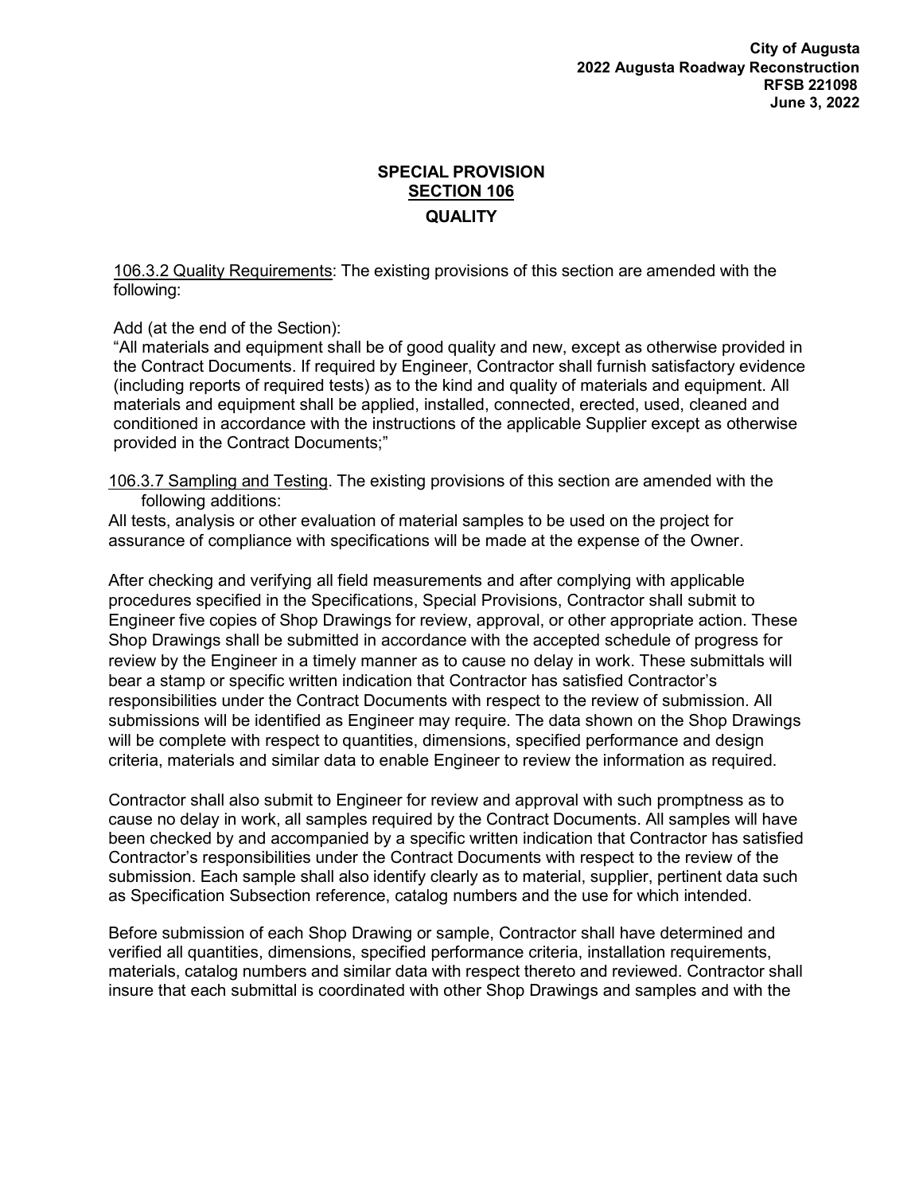## SPECIAL PROVISION
## SECTION 106
## QUALITY

106.3.2 Quality Requirements: The existing provisions of this section are amended with the following:

Add (at the end of the Section):
"All materials and equipment shall be of good quality and new, except as otherwise provided in the Contract Documents. If required by Engineer, Contractor shall furnish satisfactory evidence (including reports of required tests) as to the kind and quality of materials and equipment. All materials and equipment shall be applied, installed, connected, erected, used, cleaned and conditioned in accordance with the instructions of the applicable Supplier except as otherwise provided in the Contract Documents;"

106.3.7 Sampling and Testing. The existing provisions of this section are amended with the following additions:
All tests, analysis or other evaluation of material samples to be used on the project for assurance of compliance with specifications will be made at the expense of the Owner.

After checking and verifying all field measurements and after complying with applicable procedures specified in the Specifications, Special Provisions, Contractor shall submit to Engineer five copies of Shop Drawings for review, approval, or other appropriate action. These Shop Drawings shall be submitted in accordance with the accepted schedule of progress for review by the Engineer in a timely manner as to cause no delay in work. These submittals will bear a stamp or specific written indication that Contractor has satisfied Contractor's responsibilities under the Contract Documents with respect to the review of submission. All submissions will be identified as Engineer may require. The data shown on the Shop Drawings will be complete with respect to quantities, dimensions, specified performance and design criteria, materials and similar data to enable Engineer to review the information as required.

Contractor shall also submit to Engineer for review and approval with such promptness as to cause no delay in work, all samples required by the Contract Documents. All samples will have been checked by and accompanied by a specific written indication that Contractor has satisfied Contractor's responsibilities under the Contract Documents with respect to the review of the submission. Each sample shall also identify clearly as to material, supplier, pertinent data such as Specification Subsection reference, catalog numbers and the use for which intended.

Before submission of each Shop Drawing or sample, Contractor shall have determined and verified all quantities, dimensions, specified performance criteria, installation requirements, materials, catalog numbers and similar data with respect thereto and reviewed. Contractor shall insure that each submittal is coordinated with other Shop Drawings and samples and with the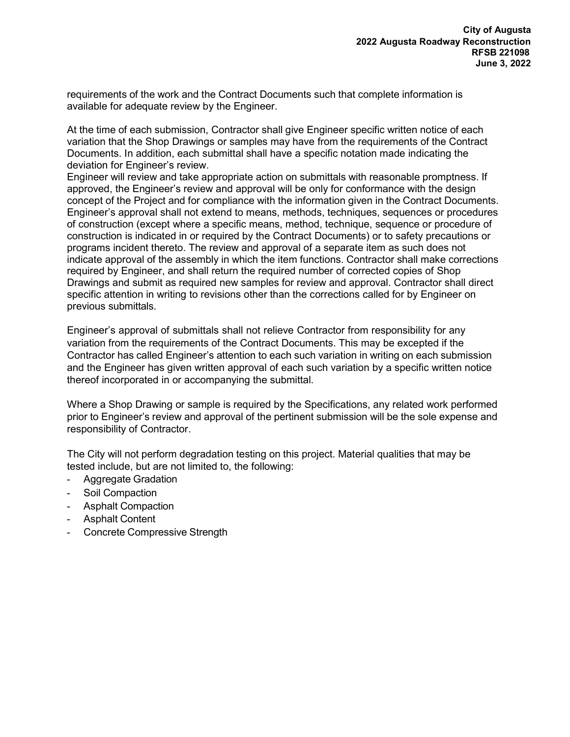requirements of the work and the Contract Documents such that complete information is available for adequate review by the Engineer.

At the time of each submission, Contractor shall give Engineer specific written notice of each variation that the Shop Drawings or samples may have from the requirements of the Contract Documents. In addition, each submittal shall have a specific notation made indicating the deviation for Engineer's review.

Engineer will review and take appropriate action on submittals with reasonable promptness. If approved, the Engineer's review and approval will be only for conformance with the design concept of the Project and for compliance with the information given in the Contract Documents. Engineer's approval shall not extend to means, methods, techniques, sequences or procedures of construction (except where a specific means, method, technique, sequence or procedure of construction is indicated in or required by the Contract Documents) or to safety precautions or programs incident thereto. The review and approval of a separate item as such does not indicate approval of the assembly in which the item functions. Contractor shall make corrections required by Engineer, and shall return the required number of corrected copies of Shop Drawings and submit as required new samples for review and approval. Contractor shall direct specific attention in writing to revisions other than the corrections called for by Engineer on previous submittals.

Engineer's approval of submittals shall not relieve Contractor from responsibility for any variation from the requirements of the Contract Documents. This may be excepted if the Contractor has called Engineer's attention to each such variation in writing on each submission and the Engineer has given written approval of each such variation by a specific written notice thereof incorporated in or accompanying the submittal.

Where a Shop Drawing or sample is required by the Specifications, any related work performed prior to Engineer's review and approval of the pertinent submission will be the sole expense and responsibility of Contractor.

The City will not perform degradation testing on this project. Material qualities that may be tested include, but are not limited to, the following:

- Aggregate Gradation
- Soil Compaction
- Asphalt Compaction
- Asphalt Content
- Concrete Compressive Strength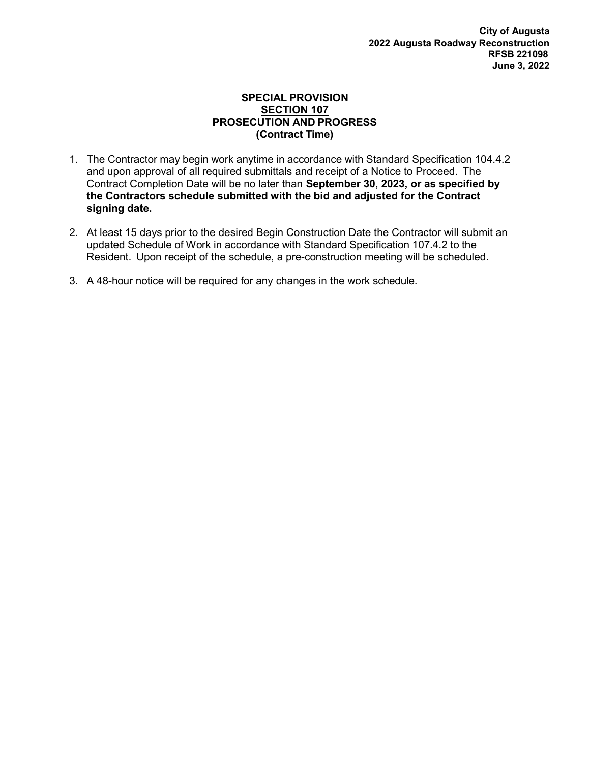# SPECIAL PROVISION
## SECTION 107
## PROSECUTION AND PROGRESS
## (Contract Time)

1. The Contractor may begin work anytime in accordance with Standard Specification 104.4.2 and upon approval of all required submittals and receipt of a Notice to Proceed. The Contract Completion Date will be no later than **September 30, 2023, or as specified by the Contractors schedule submitted with the bid and adjusted for the Contract signing date.**

2. At least 15 days prior to the desired Begin Construction Date the Contractor will submit an updated Schedule of Work in accordance with Standard Specification 107.4.2 to the Resident. Upon receipt of the schedule, a pre-construction meeting will be scheduled.

3. A 48-hour notice will be required for any changes in the work schedule.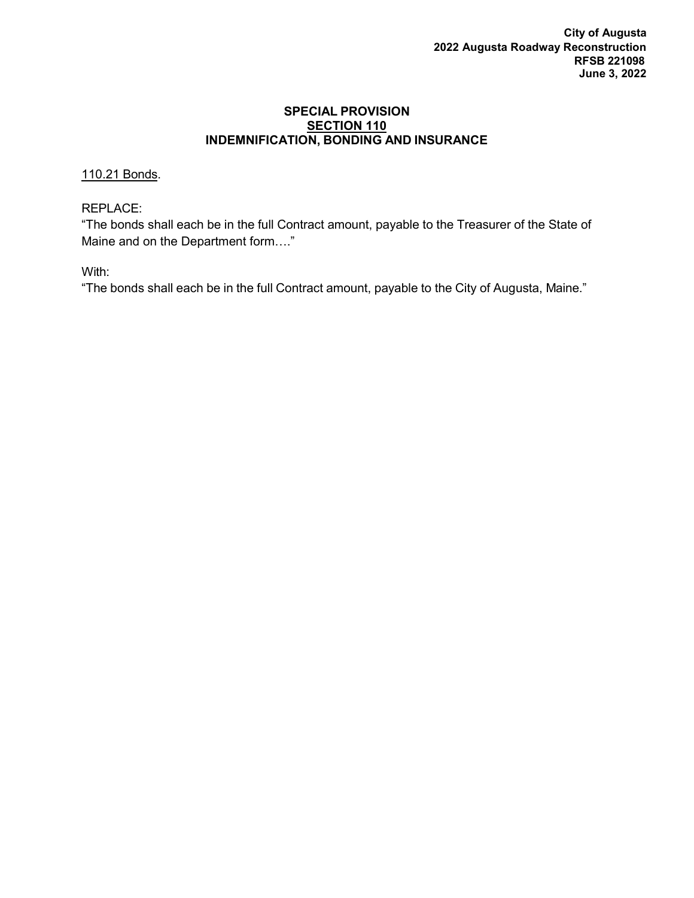# SPECIAL PROVISION
## SECTION 110
## INDEMNIFICATION, BONDING AND INSURANCE

110.21 Bonds.

REPLACE:
“The bonds shall each be in the full Contract amount, payable to the Treasurer of the State of Maine and on the Department form….”

With:
“The bonds shall each be in the full Contract amount, payable to the City of Augusta, Maine.”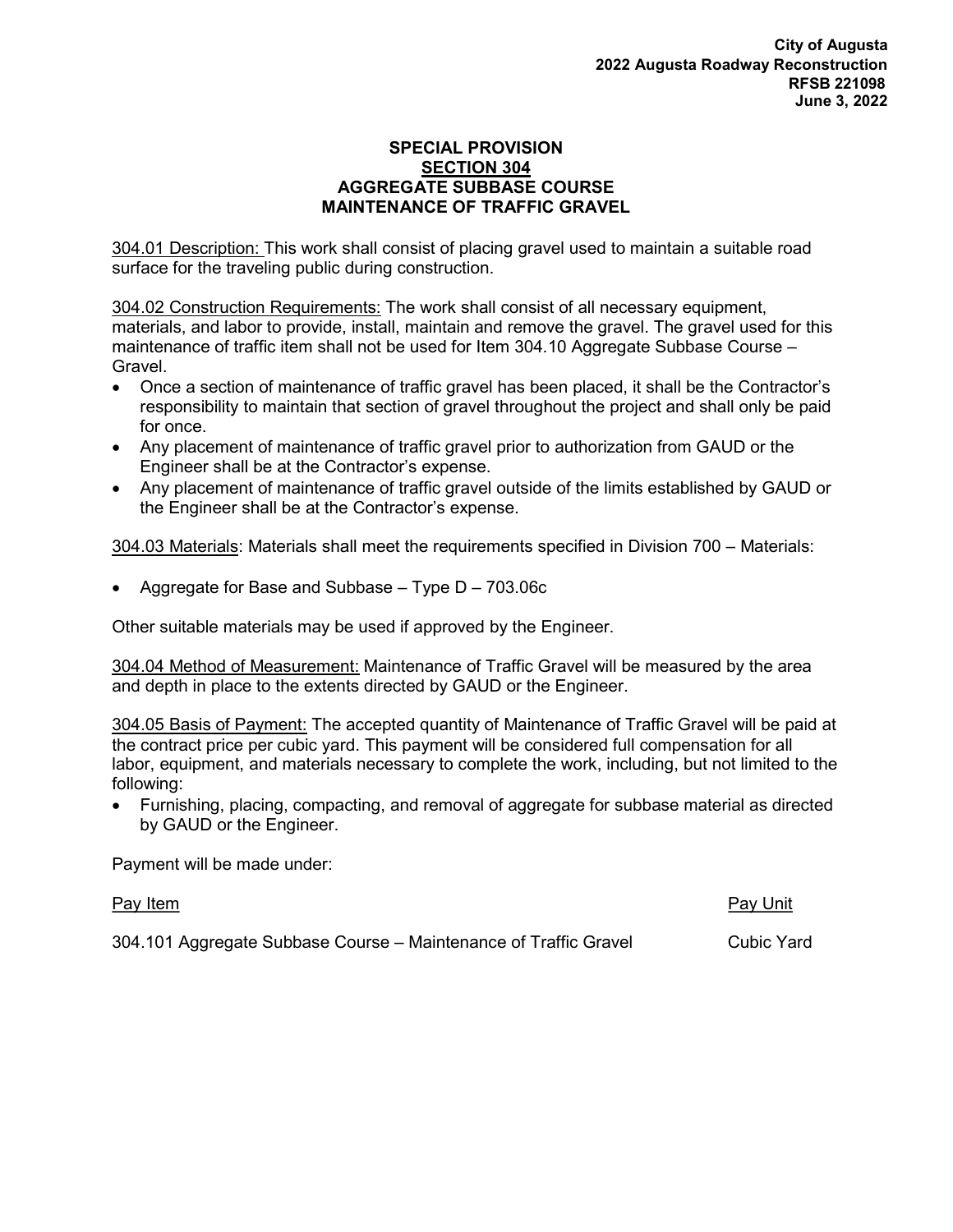**SPECIAL PROVISION**
**SECTION 304**
**AGGREGATE SUBBASE COURSE**
**MAINTENANCE OF TRAFFIC GRAVEL**

304.01 Description: This work shall consist of placing gravel used to maintain a suitable road surface for the traveling public during construction.

304.02 Construction Requirements: The work shall consist of all necessary equipment, materials, and labor to provide, install, maintain and remove the gravel. The gravel used for this maintenance of traffic item shall not be used for Item 304.10 Aggregate Subbase Course – Gravel.

- Once a section of maintenance of traffic gravel has been placed, it shall be the Contractor's responsibility to maintain that section of gravel throughout the project and shall only be paid for once.
- Any placement of maintenance of traffic gravel prior to authorization from GAUD or the Engineer shall be at the Contractor's expense.
- Any placement of maintenance of traffic gravel outside of the limits established by GAUD or the Engineer shall be at the Contractor's expense.

304.03 Materials: Materials shall meet the requirements specified in Division 700 – Materials:

- Aggregate for Base and Subbase – Type D – 703.06c

Other suitable materials may be used if approved by the Engineer.

304.04 Method of Measurement: Maintenance of Traffic Gravel will be measured by the area and depth in place to the extents directed by GAUD or the Engineer.

304.05 Basis of Payment: The accepted quantity of Maintenance of Traffic Gravel will be paid at the contract price per cubic yard. This payment will be considered full compensation for all labor, equipment, and materials necessary to complete the work, including, but not limited to the following:

- Furnishing, placing, compacting, and removal of aggregate for subbase material as directed by GAUD or the Engineer.

Payment will be made under:

| Pay Item | Pay Unit |
|---|---|
| 304.101 Aggregate Subbase Course – Maintenance of Traffic Gravel | Cubic Yard |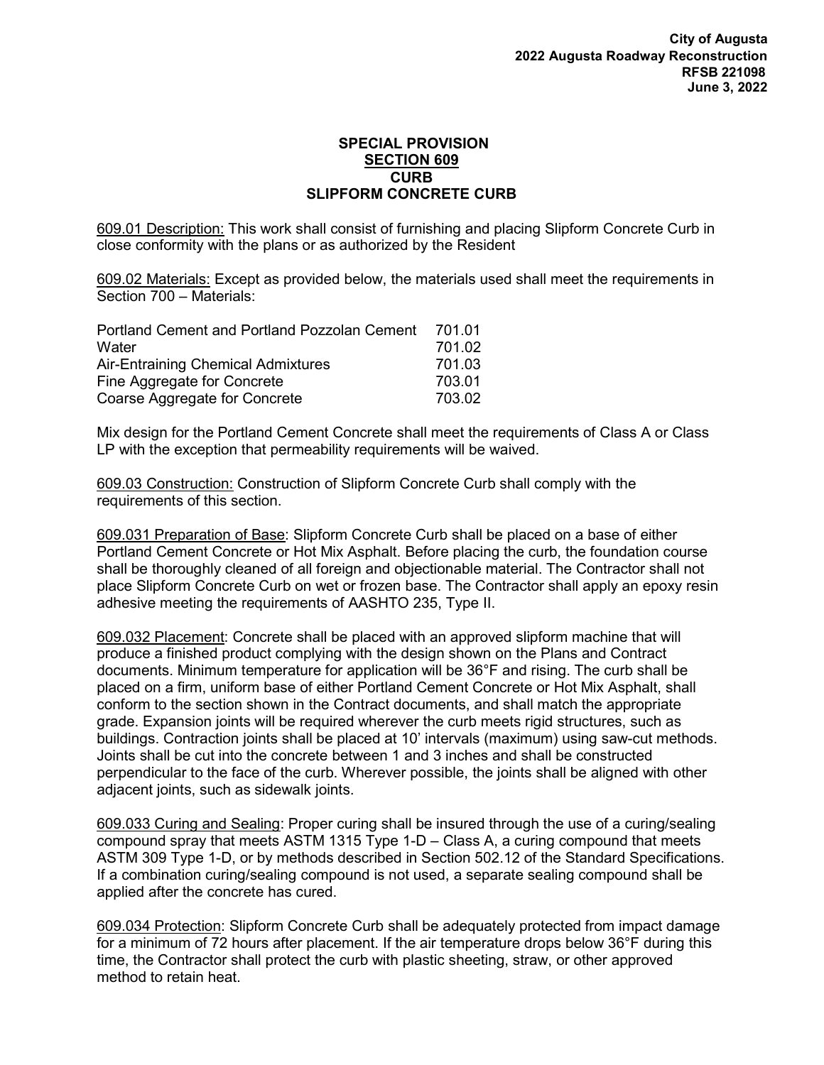**City of Augusta**
**2022 Augusta Roadway Reconstruction**
**RFSB 221098**
**June 3, 2022**

**SPECIAL PROVISION**
**SECTION 609**
**CURB**
**SLIPFORM CONCRETE CURB**

609.01 Description: This work shall consist of furnishing and placing Slipform Concrete Curb in close conformity with the plans or as authorized by the Resident

609.02 Materials: Except as provided below, the materials used shall meet the requirements in Section 700 – Materials:

| | |
|---|---|
| Portland Cement and Portland Pozzolan Cement | 701.01 |
| Water | 701.02 |
| Air-Entraining Chemical Admixtures | 701.03 |
| Fine Aggregate for Concrete | 703.01 |
| Coarse Aggregate for Concrete | 703.02 |

Mix design for the Portland Cement Concrete shall meet the requirements of Class A or Class LP with the exception that permeability requirements will be waived.

609.03 Construction: Construction of Slipform Concrete Curb shall comply with the requirements of this section.

609.031 Preparation of Base: Slipform Concrete Curb shall be placed on a base of either Portland Cement Concrete or Hot Mix Asphalt. Before placing the curb, the foundation course shall be thoroughly cleaned of all foreign and objectionable material. The Contractor shall not place Slipform Concrete Curb on wet or frozen base. The Contractor shall apply an epoxy resin adhesive meeting the requirements of AASHTO 235, Type II.

609.032 Placement: Concrete shall be placed with an approved slipform machine that will produce a finished product complying with the design shown on the Plans and Contract documents. Minimum temperature for application will be 36°F and rising. The curb shall be placed on a firm, uniform base of either Portland Cement Concrete or Hot Mix Asphalt, shall conform to the section shown in the Contract documents, and shall match the appropriate grade. Expansion joints will be required wherever the curb meets rigid structures, such as buildings. Contraction joints shall be placed at 10' intervals (maximum) using saw-cut methods. Joints shall be cut into the concrete between 1 and 3 inches and shall be constructed perpendicular to the face of the curb. Wherever possible, the joints shall be aligned with other adjacent joints, such as sidewalk joints.

609.033 Curing and Sealing: Proper curing shall be insured through the use of a curing/sealing compound spray that meets ASTM 1315 Type 1-D – Class A, a curing compound that meets ASTM 309 Type 1-D, or by methods described in Section 502.12 of the Standard Specifications. If a combination curing/sealing compound is not used, a separate sealing compound shall be applied after the concrete has cured.

609.034 Protection: Slipform Concrete Curb shall be adequately protected from impact damage for a minimum of 72 hours after placement. If the air temperature drops below 36°F during this time, the Contractor shall protect the curb with plastic sheeting, straw, or other approved method to retain heat.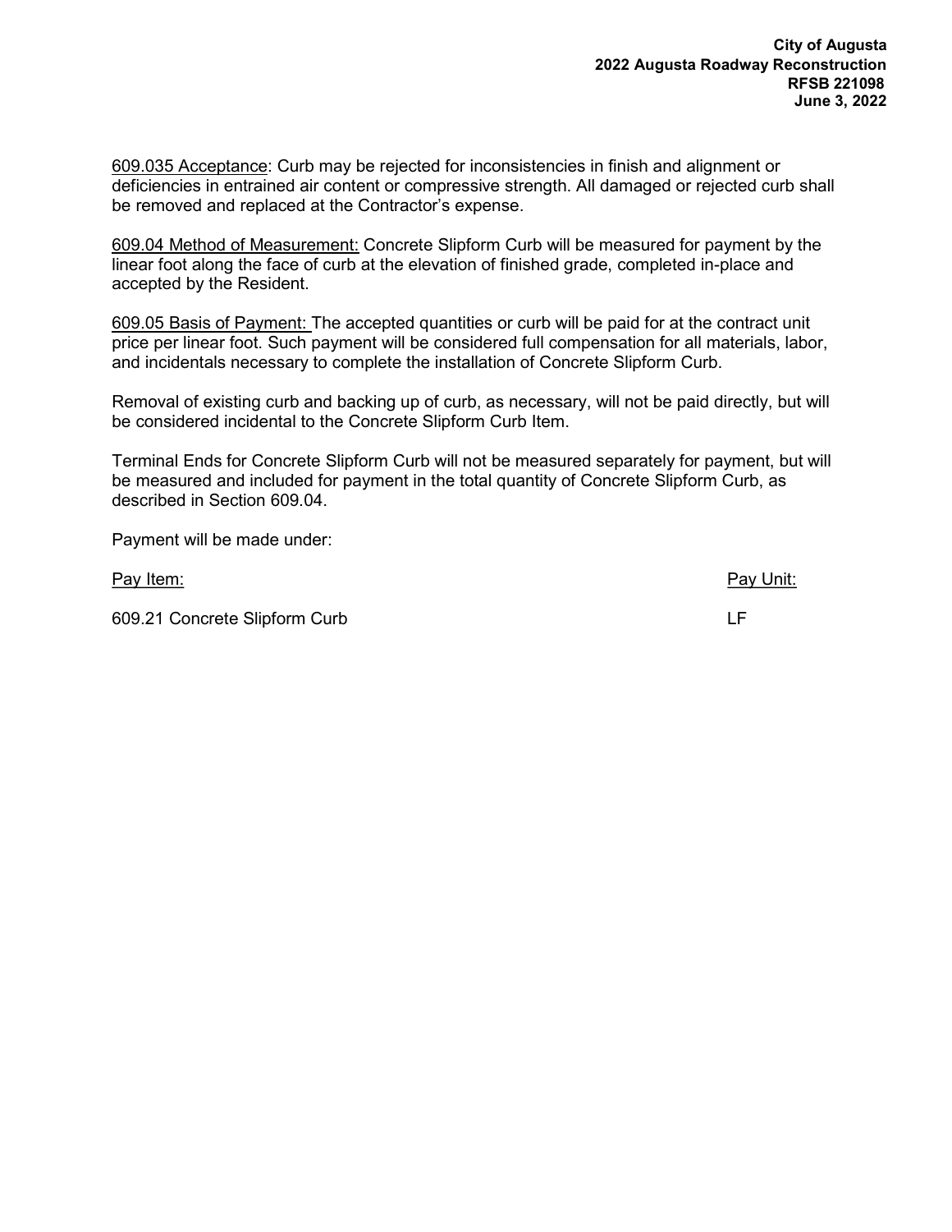609.035 Acceptance: Curb may be rejected for inconsistencies in finish and alignment or deficiencies in entrained air content or compressive strength. All damaged or rejected curb shall be removed and replaced at the Contractor's expense.

609.04 Method of Measurement: Concrete Slipform Curb will be measured for payment by the linear foot along the face of curb at the elevation of finished grade, completed in-place and accepted by the Resident.

609.05 Basis of Payment: The accepted quantities or curb will be paid for at the contract unit price per linear foot. Such payment will be considered full compensation for all materials, labor, and incidentals necessary to complete the installation of Concrete Slipform Curb.

Removal of existing curb and backing up of curb, as necessary, will not be paid directly, but will be considered incidental to the Concrete Slipform Curb Item.

Terminal Ends for Concrete Slipform Curb will not be measured separately for payment, but will be measured and included for payment in the total quantity of Concrete Slipform Curb, as described in Section 609.04.

Payment will be made under:

| Pay Item: | Pay Unit: |
|---|---|
| 609.21 Concrete Slipform Curb | LF |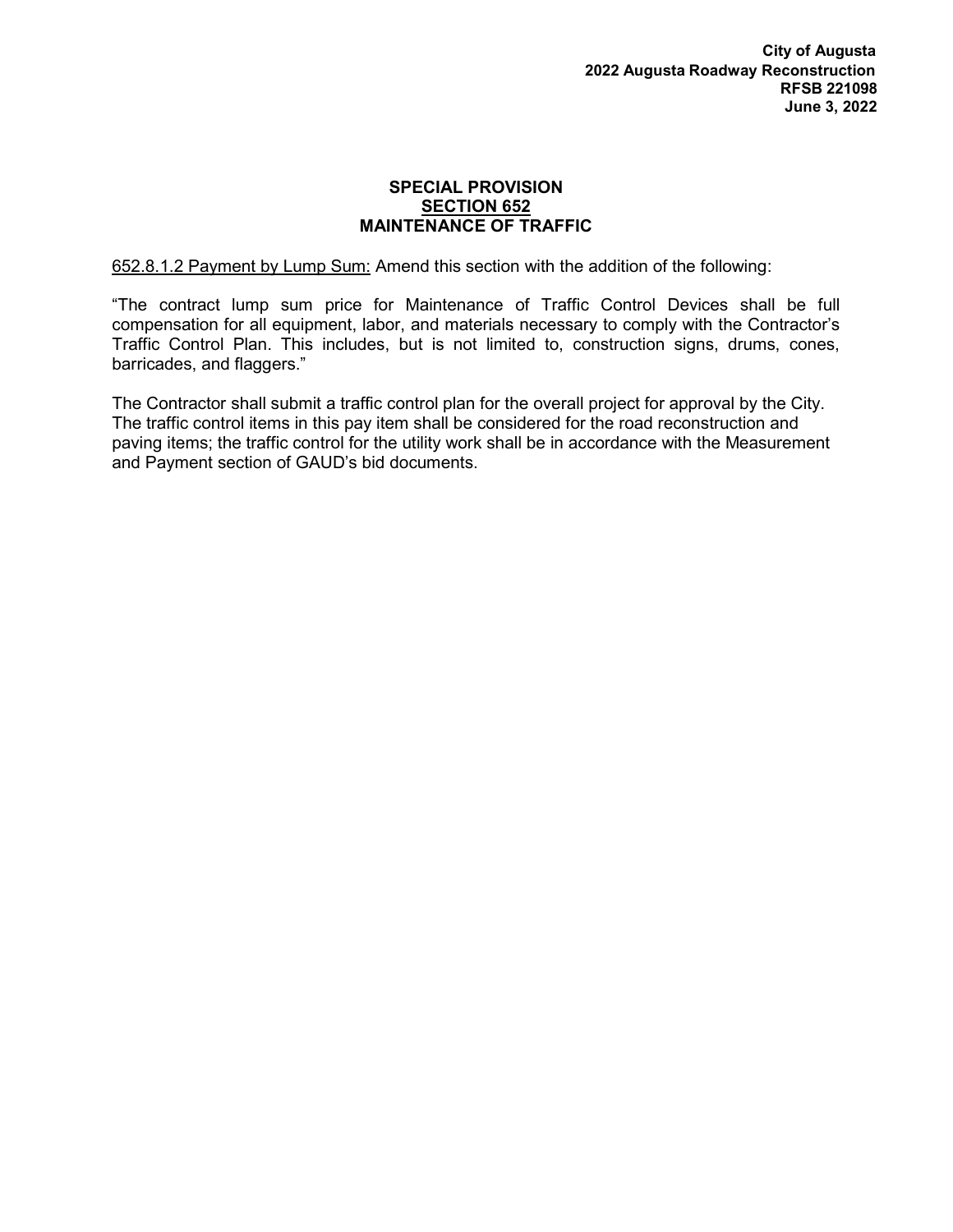# SPECIAL PROVISION
## SECTION 652
## MAINTENANCE OF TRAFFIC

652.8.1.2 Payment by Lump Sum: Amend this section with the addition of the following:

"The contract lump sum price for Maintenance of Traffic Control Devices shall be full compensation for all equipment, labor, and materials necessary to comply with the Contractor's Traffic Control Plan. This includes, but is not limited to, construction signs, drums, cones, barricades, and flaggers."

The Contractor shall submit a traffic control plan for the overall project for approval by the City. The traffic control items in this pay item shall be considered for the road reconstruction and paving items; the traffic control for the utility work shall be in accordance with the Measurement and Payment section of GAUD's bid documents.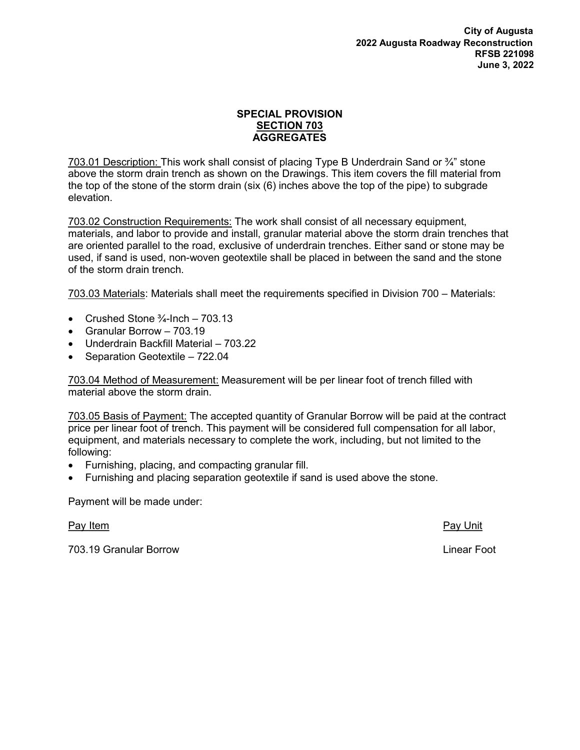**SPECIAL PROVISION**
**SECTION 703**
**AGGREGATES**

703.01 Description: This work shall consist of placing Type B Underdrain Sand or ¾" stone above the storm drain trench as shown on the Drawings. This item covers the fill material from the top of the stone of the storm drain (six (6) inches above the top of the pipe) to subgrade elevation.

703.02 Construction Requirements: The work shall consist of all necessary equipment, materials, and labor to provide and install, granular material above the storm drain trenches that are oriented parallel to the road, exclusive of underdrain trenches. Either sand or stone may be used, if sand is used, non-woven geotextile shall be placed in between the sand and the stone of the storm drain trench.

703.03 Materials: Materials shall meet the requirements specified in Division 700 – Materials:

- Crushed Stone ¾-Inch – 703.13
- Granular Borrow – 703.19
- Underdrain Backfill Material – 703.22
- Separation Geotextile – 722.04

703.04 Method of Measurement: Measurement will be per linear foot of trench filled with material above the storm drain.

703.05 Basis of Payment: The accepted quantity of Granular Borrow will be paid at the contract price per linear foot of trench. This payment will be considered full compensation for all labor, equipment, and materials necessary to complete the work, including, but not limited to the following:

- Furnishing, placing, and compacting granular fill.
- Furnishing and placing separation geotextile if sand is used above the stone.

Payment will be made under:

| Pay Item | Pay Unit |
|---|---|
| 703.19 Granular Borrow | Linear Foot |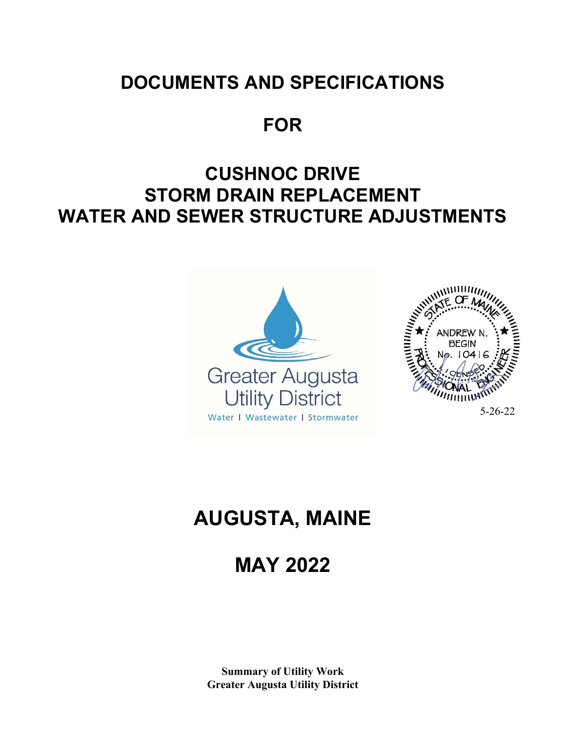# DOCUMENTS AND SPECIFICATIONS

# FOR

# CUSHNOC DRIVE
# STORM DRAIN REPLACEMENT
# WATER AND SEWER STRUCTURE ADJUSTMENTS

Greater Augusta Utility District

Water | Wastewater | Stormwater

STATE OF MAINE
ANDREW N. BEGIN
No. 10416
LICENSED
PROFESSIONAL ENGINEER

5-26-22

# AUGUSTA, MAINE

# MAY 2022

**Summary of Utility Work**
**Greater Augusta Utility District**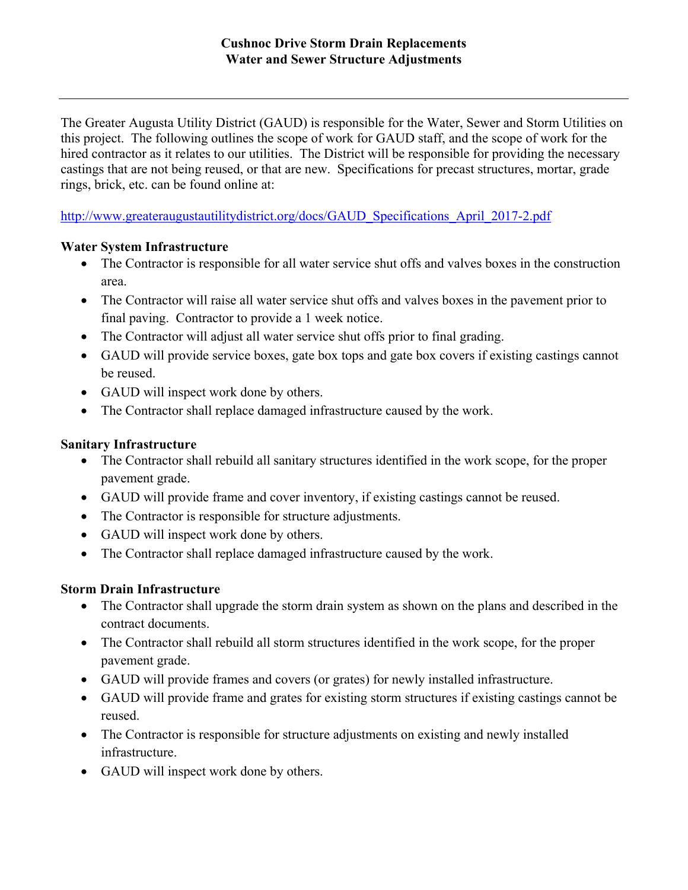# Cushnoc Drive Storm Drain Replacements
# Water and Sewer Structure Adjustments

---

The Greater Augusta Utility District (GAUD) is responsible for the Water, Sewer and Storm Utilities on this project. The following outlines the scope of work for GAUD staff, and the scope of work for the hired contractor as it relates to our utilities. The District will be responsible for providing the necessary castings that are not being reused, or that are new. Specifications for precast structures, mortar, grade rings, brick, etc. can be found online at:

http://www.greateraugustautilitydistrict.org/docs/GAUD_Specifications_April_2017-2.pdf

**Water System Infrastructure**

- The Contractor is responsible for all water service shut offs and valves boxes in the construction area.
- The Contractor will raise all water service shut offs and valves boxes in the pavement prior to final paving. Contractor to provide a 1 week notice.
- The Contractor will adjust all water service shut offs prior to final grading.
- GAUD will provide service boxes, gate box tops and gate box covers if existing castings cannot be reused.
- GAUD will inspect work done by others.
- The Contractor shall replace damaged infrastructure caused by the work.

**Sanitary Infrastructure**

- The Contractor shall rebuild all sanitary structures identified in the work scope, for the proper pavement grade.
- GAUD will provide frame and cover inventory, if existing castings cannot be reused.
- The Contractor is responsible for structure adjustments.
- GAUD will inspect work done by others.
- The Contractor shall replace damaged infrastructure caused by the work.

**Storm Drain Infrastructure**

- The Contractor shall upgrade the storm drain system as shown on the plans and described in the contract documents.
- The Contractor shall rebuild all storm structures identified in the work scope, for the proper pavement grade.
- GAUD will provide frames and covers (or grates) for newly installed infrastructure.
- GAUD will provide frame and grates for existing storm structures if existing castings cannot be reused.
- The Contractor is responsible for structure adjustments on existing and newly installed infrastructure.
- GAUD will inspect work done by others.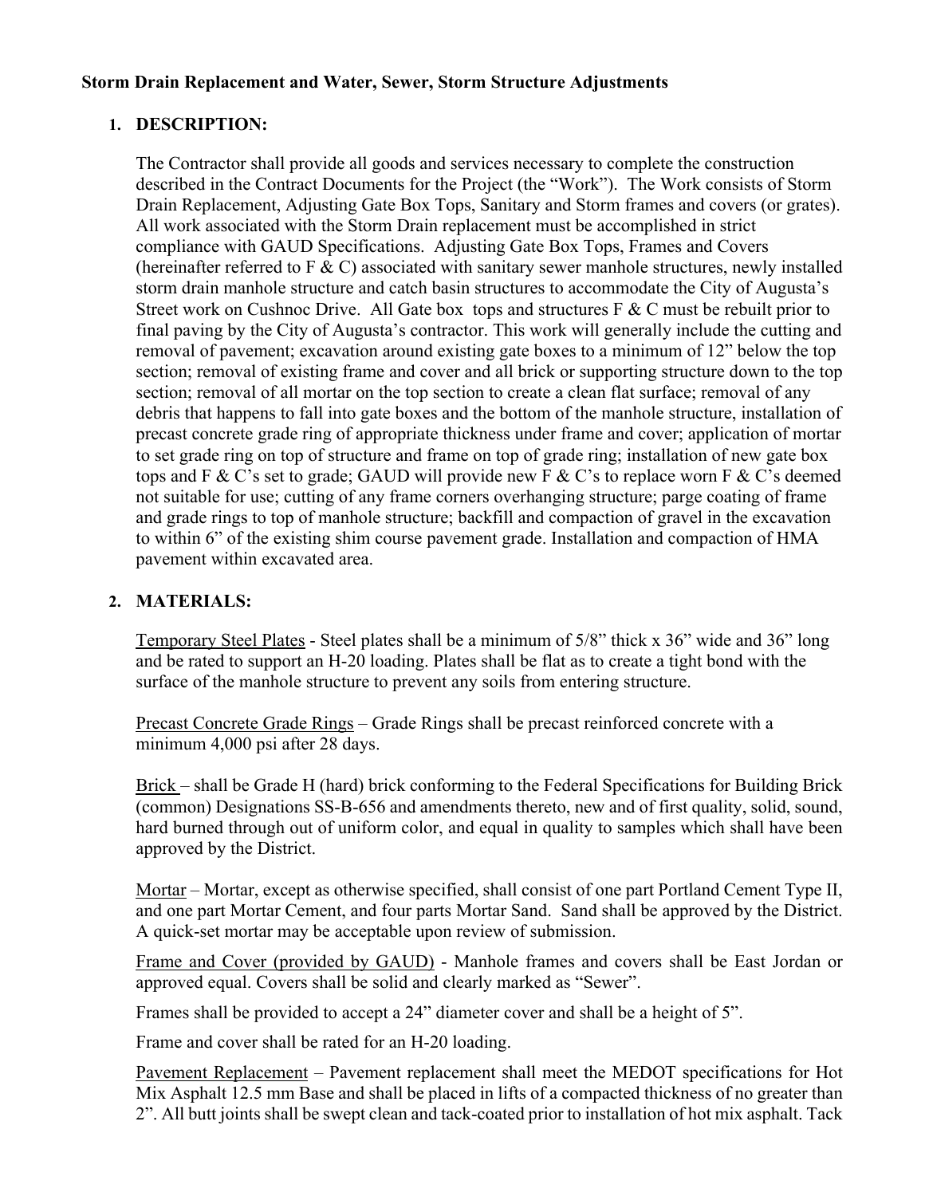**Storm Drain Replacement and Water, Sewer, Storm Structure Adjustments**

**1. DESCRIPTION:**

The Contractor shall provide all goods and services necessary to complete the construction described in the Contract Documents for the Project (the "Work"). The Work consists of Storm Drain Replacement, Adjusting Gate Box Tops, Sanitary and Storm frames and covers (or grates). All work associated with the Storm Drain replacement must be accomplished in strict compliance with GAUD Specifications. Adjusting Gate Box Tops, Frames and Covers (hereinafter referred to F & C) associated with sanitary sewer manhole structures, newly installed storm drain manhole structure and catch basin structures to accommodate the City of Augusta's Street work on Cushnoc Drive. All Gate box tops and structures F & C must be rebuilt prior to final paving by the City of Augusta's contractor. This work will generally include the cutting and removal of pavement; excavation around existing gate boxes to a minimum of 12" below the top section; removal of existing frame and cover and all brick or supporting structure down to the top section; removal of all mortar on the top section to create a clean flat surface; removal of any debris that happens to fall into gate boxes and the bottom of the manhole structure, installation of precast concrete grade ring of appropriate thickness under frame and cover; application of mortar to set grade ring on top of structure and frame on top of grade ring; installation of new gate box tops and F & C's set to grade; GAUD will provide new F & C's to replace worn F & C's deemed not suitable for use; cutting of any frame corners overhanging structure; parge coating of frame and grade rings to top of manhole structure; backfill and compaction of gravel in the excavation to within 6" of the existing shim course pavement grade. Installation and compaction of HMA pavement within excavated area.

**2. MATERIALS:**

Temporary Steel Plates - Steel plates shall be a minimum of 5/8" thick x 36" wide and 36" long and be rated to support an H-20 loading. Plates shall be flat as to create a tight bond with the surface of the manhole structure to prevent any soils from entering structure.

Precast Concrete Grade Rings – Grade Rings shall be precast reinforced concrete with a minimum 4,000 psi after 28 days.

Brick – shall be Grade H (hard) brick conforming to the Federal Specifications for Building Brick (common) Designations SS-B-656 and amendments thereto, new and of first quality, solid, sound, hard burned through out of uniform color, and equal in quality to samples which shall have been approved by the District.

Mortar – Mortar, except as otherwise specified, shall consist of one part Portland Cement Type II, and one part Mortar Cement, and four parts Mortar Sand. Sand shall be approved by the District. A quick-set mortar may be acceptable upon review of submission.

Frame and Cover (provided by GAUD) - Manhole frames and covers shall be East Jordan or approved equal. Covers shall be solid and clearly marked as "Sewer".

Frames shall be provided to accept a 24" diameter cover and shall be a height of 5".

Frame and cover shall be rated for an H-20 loading.

Pavement Replacement – Pavement replacement shall meet the MEDOT specifications for Hot Mix Asphalt 12.5 mm Base and shall be placed in lifts of a compacted thickness of no greater than 2". All butt joints shall be swept clean and tack-coated prior to installation of hot mix asphalt. Tack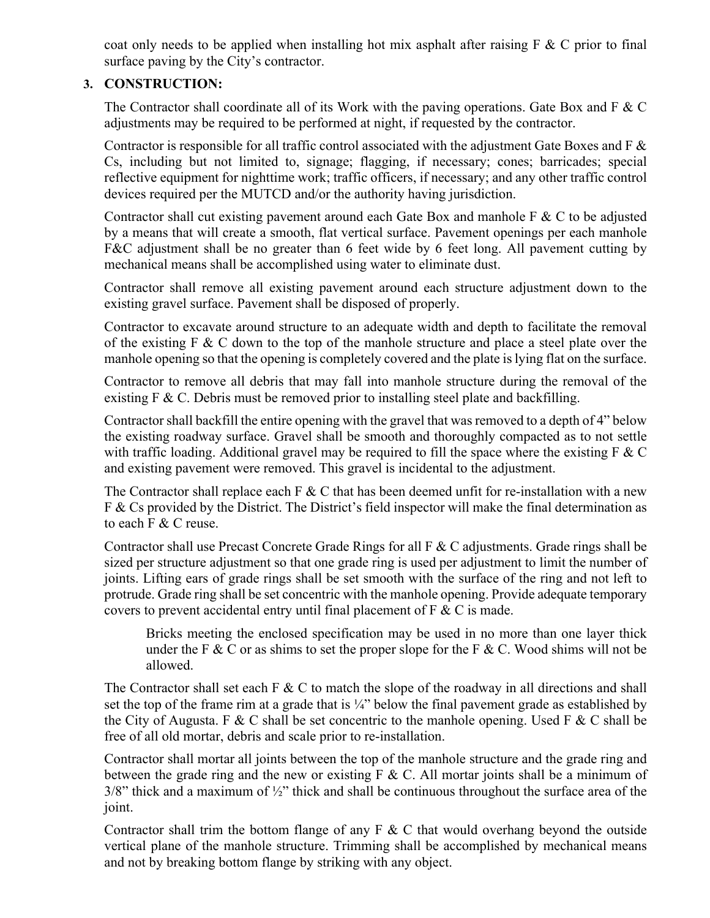coat only needs to be applied when installing hot mix asphalt after raising F & C prior to final surface paving by the City's contractor.

**3. CONSTRUCTION:**

The Contractor shall coordinate all of its Work with the paving operations. Gate Box and F & C adjustments may be required to be performed at night, if requested by the contractor.

Contractor is responsible for all traffic control associated with the adjustment Gate Boxes and F & Cs, including but not limited to, signage; flagging, if necessary; cones; barricades; special reflective equipment for nighttime work; traffic officers, if necessary; and any other traffic control devices required per the MUTCD and/or the authority having jurisdiction.

Contractor shall cut existing pavement around each Gate Box and manhole F & C to be adjusted by a means that will create a smooth, flat vertical surface. Pavement openings per each manhole F&C adjustment shall be no greater than 6 feet wide by 6 feet long. All pavement cutting by mechanical means shall be accomplished using water to eliminate dust.

Contractor shall remove all existing pavement around each structure adjustment down to the existing gravel surface. Pavement shall be disposed of properly.

Contractor to excavate around structure to an adequate width and depth to facilitate the removal of the existing F & C down to the top of the manhole structure and place a steel plate over the manhole opening so that the opening is completely covered and the plate is lying flat on the surface.

Contractor to remove all debris that may fall into manhole structure during the removal of the existing F & C. Debris must be removed prior to installing steel plate and backfilling.

Contractor shall backfill the entire opening with the gravel that was removed to a depth of 4" below the existing roadway surface. Gravel shall be smooth and thoroughly compacted as to not settle with traffic loading. Additional gravel may be required to fill the space where the existing F & C and existing pavement were removed. This gravel is incidental to the adjustment.

The Contractor shall replace each F & C that has been deemed unfit for re-installation with a new F & Cs provided by the District. The District's field inspector will make the final determination as to each F & C reuse.

Contractor shall use Precast Concrete Grade Rings for all F & C adjustments. Grade rings shall be sized per structure adjustment so that one grade ring is used per adjustment to limit the number of joints. Lifting ears of grade rings shall be set smooth with the surface of the ring and not left to protrude. Grade ring shall be set concentric with the manhole opening. Provide adequate temporary covers to prevent accidental entry until final placement of F & C is made.

> Bricks meeting the enclosed specification may be used in no more than one layer thick under the F & C or as shims to set the proper slope for the F & C. Wood shims will not be allowed.

The Contractor shall set each F & C to match the slope of the roadway in all directions and shall set the top of the frame rim at a grade that is ¼" below the final pavement grade as established by the City of Augusta. F & C shall be set concentric to the manhole opening. Used F & C shall be free of all old mortar, debris and scale prior to re-installation.

Contractor shall mortar all joints between the top of the manhole structure and the grade ring and between the grade ring and the new or existing F & C. All mortar joints shall be a minimum of 3/8" thick and a maximum of ½" thick and shall be continuous throughout the surface area of the joint.

Contractor shall trim the bottom flange of any F & C that would overhang beyond the outside vertical plane of the manhole structure. Trimming shall be accomplished by mechanical means and not by breaking bottom flange by striking with any object.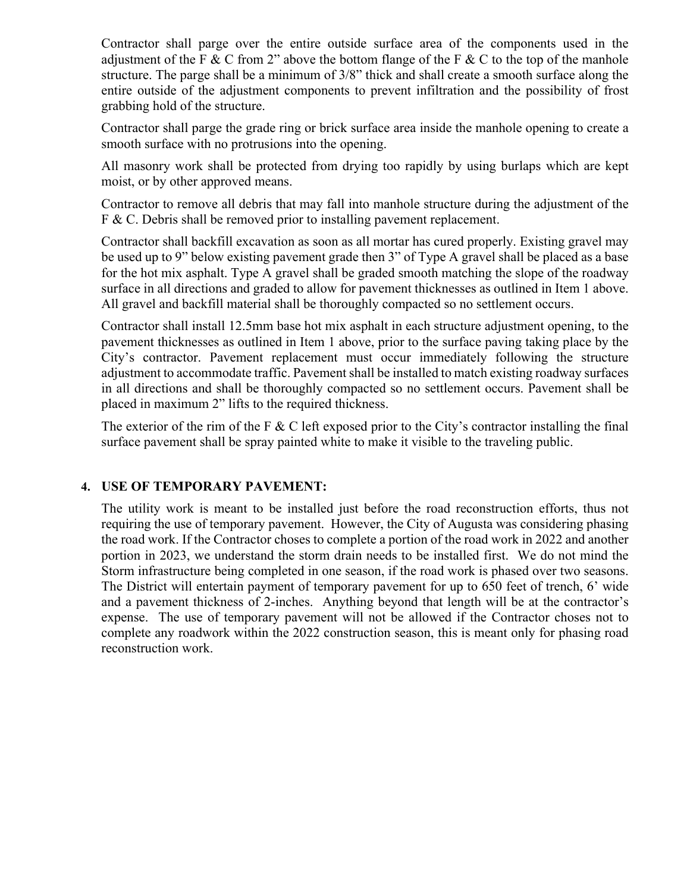Contractor shall parge over the entire outside surface area of the components used in the adjustment of the F & C from 2" above the bottom flange of the F & C to the top of the manhole structure. The parge shall be a minimum of 3/8" thick and shall create a smooth surface along the entire outside of the adjustment components to prevent infiltration and the possibility of frost grabbing hold of the structure.

Contractor shall parge the grade ring or brick surface area inside the manhole opening to create a smooth surface with no protrusions into the opening.

All masonry work shall be protected from drying too rapidly by using burlaps which are kept moist, or by other approved means.

Contractor to remove all debris that may fall into manhole structure during the adjustment of the F & C. Debris shall be removed prior to installing pavement replacement.

Contractor shall backfill excavation as soon as all mortar has cured properly. Existing gravel may be used up to 9" below existing pavement grade then 3" of Type A gravel shall be placed as a base for the hot mix asphalt. Type A gravel shall be graded smooth matching the slope of the roadway surface in all directions and graded to allow for pavement thicknesses as outlined in Item 1 above. All gravel and backfill material shall be thoroughly compacted so no settlement occurs.

Contractor shall install 12.5mm base hot mix asphalt in each structure adjustment opening, to the pavement thicknesses as outlined in Item 1 above, prior to the surface paving taking place by the City's contractor. Pavement replacement must occur immediately following the structure adjustment to accommodate traffic. Pavement shall be installed to match existing roadway surfaces in all directions and shall be thoroughly compacted so no settlement occurs. Pavement shall be placed in maximum 2" lifts to the required thickness.

The exterior of the rim of the F & C left exposed prior to the City's contractor installing the final surface pavement shall be spray painted white to make it visible to the traveling public.

## 4. USE OF TEMPORARY PAVEMENT:

The utility work is meant to be installed just before the road reconstruction efforts, thus not requiring the use of temporary pavement. However, the City of Augusta was considering phasing the road work. If the Contractor choses to complete a portion of the road work in 2022 and another portion in 2023, we understand the storm drain needs to be installed first. We do not mind the Storm infrastructure being completed in one season, if the road work is phased over two seasons. The District will entertain payment of temporary pavement for up to 650 feet of trench, 6' wide and a pavement thickness of 2-inches. Anything beyond that length will be at the contractor's expense. The use of temporary pavement will not be allowed if the Contractor choses not to complete any roadwork within the 2022 construction season, this is meant only for phasing road reconstruction work.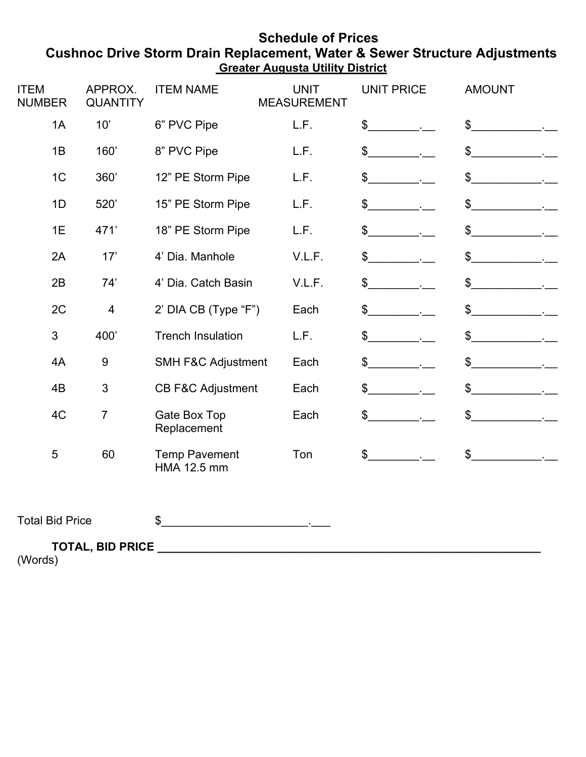# Schedule of Prices

## Cushnoc Drive Storm Drain Replacement, Water & Sewer Structure Adjustments

**Greater Augusta Utility District**

| ITEM NUMBER | APPROX. QUANTITY | ITEM NAME | UNIT MEASUREMENT | UNIT PRICE | AMOUNT |
|---|---|---|---|---|---|
| 1A | 10’ | 6” PVC Pipe | L.F. | $________.__ | $___________.__ |
| 1B | 160’ | 8” PVC Pipe | L.F. | $________.__ | $___________.__ |
| 1C | 360’ | 12” PE Storm Pipe | L.F. | $________.__ | $___________.__ |
| 1D | 520’ | 15” PE Storm Pipe | L.F. | $________.__ | $___________.__ |
| 1E | 471’ | 18” PE Storm Pipe | L.F. | $________.__ | $___________.__ |
| 2A | 17’ | 4’ Dia. Manhole | V.L.F. | $________.__ | $___________.__ |
| 2B | 74’ | 4’ Dia. Catch Basin | V.L.F. | $________.__ | $___________.__ |
| 2C | 4 | 2’ DIA CB (Type “F”) | Each | $________.__ | $___________.__ |
| 3 | 400’ | Trench Insulation | L.F. | $________.__ | $___________.__ |
| 4A | 9 | SMH F&C Adjustment | Each | $________.__ | $___________.__ |
| 4B | 3 | CB F&C Adjustment | Each | $________.__ | $___________.__ |
| 4C | 7 | Gate Box Top Replacement | Each | $________.__ | $___________.__ |
| 5 | 60 | Temp Pavement HMA 12.5 mm | Ton | $________.__ | $___________.__ |

Total Bid Price $______________________.___

**TOTAL, BID PRICE** ______________________________________________________________
(Words)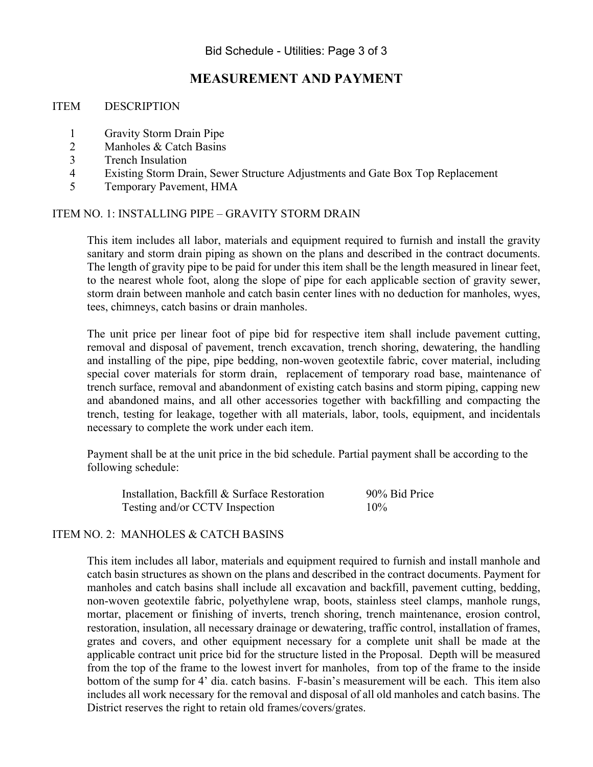# MEASUREMENT AND PAYMENT

| ITEM | DESCRIPTION |
|---|---|
| 1 | Gravity Storm Drain Pipe |
| 2 | Manholes & Catch Basins |
| 3 | Trench Insulation |
| 4 | Existing Storm Drain, Sewer Structure Adjustments and Gate Box Top Replacement |
| 5 | Temporary Pavement, HMA |

## ITEM NO. 1: INSTALLING PIPE – GRAVITY STORM DRAIN

This item includes all labor, materials and equipment required to furnish and install the gravity sanitary and storm drain piping as shown on the plans and described in the contract documents. The length of gravity pipe to be paid for under this item shall be the length measured in linear feet, to the nearest whole foot, along the slope of pipe for each applicable section of gravity sewer, storm drain between manhole and catch basin center lines with no deduction for manholes, wyes, tees, chimneys, catch basins or drain manholes.

The unit price per linear foot of pipe bid for respective item shall include pavement cutting, removal and disposal of pavement, trench excavation, trench shoring, dewatering, the handling and installing of the pipe, pipe bedding, non-woven geotextile fabric, cover material, including special cover materials for storm drain, replacement of temporary road base, maintenance of trench surface, removal and abandonment of existing catch basins and storm piping, capping new and abandoned mains, and all other accessories together with backfilling and compacting the trench, testing for leakage, together with all materials, labor, tools, equipment, and incidentals necessary to complete the work under each item.

Payment shall be at the unit price in the bid schedule. Partial payment shall be according to the following schedule:

| | |
|---|---|
| Installation, Backfill & Surface Restoration | 90% Bid Price |
| Testing and/or CCTV Inspection | 10% |

## ITEM NO. 2: MANHOLES & CATCH BASINS

This item includes all labor, materials and equipment required to furnish and install manhole and catch basin structures as shown on the plans and described in the contract documents. Payment for manholes and catch basins shall include all excavation and backfill, pavement cutting, bedding, non-woven geotextile fabric, polyethylene wrap, boots, stainless steel clamps, manhole rungs, mortar, placement or finishing of inverts, trench shoring, trench maintenance, erosion control, restoration, insulation, all necessary drainage or dewatering, traffic control, installation of frames, grates and covers, and other equipment necessary for a complete unit shall be made at the applicable contract unit price bid for the structure listed in the Proposal. Depth will be measured from the top of the frame to the lowest invert for manholes, from top of the frame to the inside bottom of the sump for 4' dia. catch basins. F-basin's measurement will be each. This item also includes all work necessary for the removal and disposal of all old manholes and catch basins. The District reserves the right to retain old frames/covers/grates.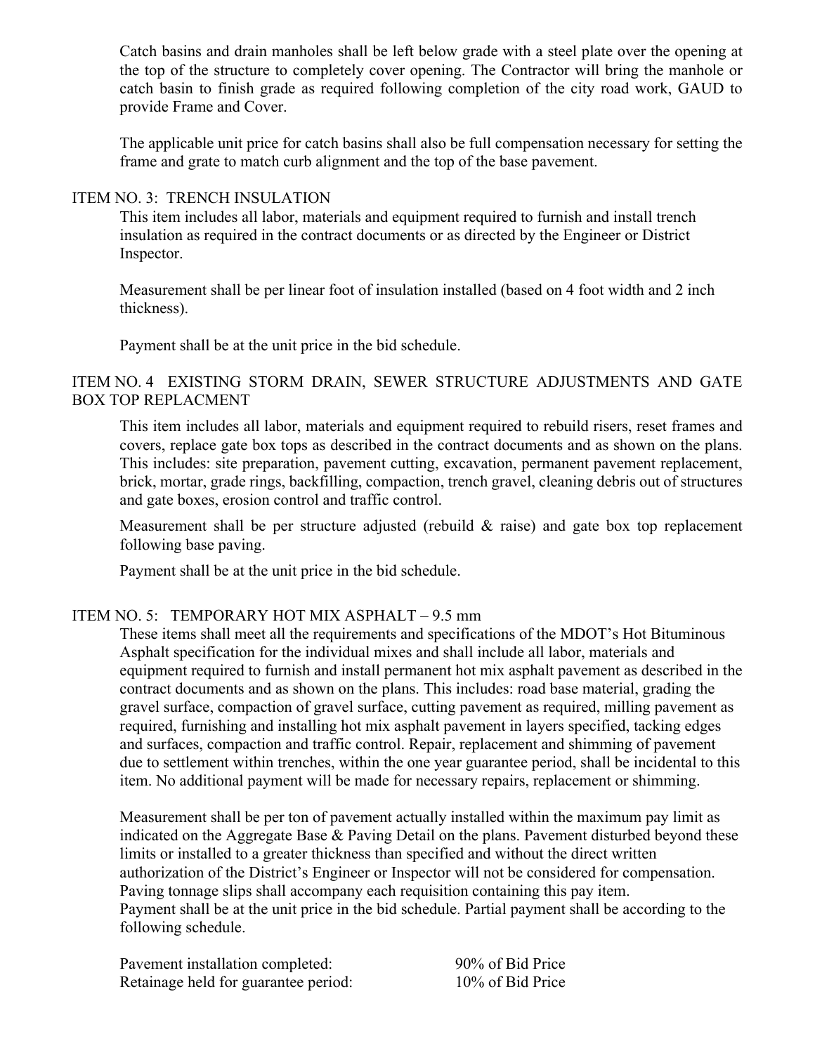Catch basins and drain manholes shall be left below grade with a steel plate over the opening at the top of the structure to completely cover opening. The Contractor will bring the manhole or catch basin to finish grade as required following completion of the city road work, GAUD to provide Frame and Cover.

The applicable unit price for catch basins shall also be full compensation necessary for setting the frame and grate to match curb alignment and the top of the base pavement.

### ITEM NO. 3: TRENCH INSULATION

This item includes all labor, materials and equipment required to furnish and install trench insulation as required in the contract documents or as directed by the Engineer or District Inspector.

Measurement shall be per linear foot of insulation installed (based on 4 foot width and 2 inch thickness).

Payment shall be at the unit price in the bid schedule.

### ITEM NO. 4 EXISTING STORM DRAIN, SEWER STRUCTURE ADJUSTMENTS AND GATE BOX TOP REPLACMENT

This item includes all labor, materials and equipment required to rebuild risers, reset frames and covers, replace gate box tops as described in the contract documents and as shown on the plans. This includes: site preparation, pavement cutting, excavation, permanent pavement replacement, brick, mortar, grade rings, backfilling, compaction, trench gravel, cleaning debris out of structures and gate boxes, erosion control and traffic control.

Measurement shall be per structure adjusted (rebuild & raise) and gate box top replacement following base paving.

Payment shall be at the unit price in the bid schedule.

### ITEM NO. 5: TEMPORARY HOT MIX ASPHALT – 9.5 mm

These items shall meet all the requirements and specifications of the MDOT's Hot Bituminous Asphalt specification for the individual mixes and shall include all labor, materials and equipment required to furnish and install permanent hot mix asphalt pavement as described in the contract documents and as shown on the plans. This includes: road base material, grading the gravel surface, compaction of gravel surface, cutting pavement as required, milling pavement as required, furnishing and installing hot mix asphalt pavement in layers specified, tacking edges and surfaces, compaction and traffic control. Repair, replacement and shimming of pavement due to settlement within trenches, within the one year guarantee period, shall be incidental to this item. No additional payment will be made for necessary repairs, replacement or shimming.

Measurement shall be per ton of pavement actually installed within the maximum pay limit as indicated on the Aggregate Base & Paving Detail on the plans. Pavement disturbed beyond these limits or installed to a greater thickness than specified and without the direct written authorization of the District's Engineer or Inspector will not be considered for compensation. Paving tonnage slips shall accompany each requisition containing this pay item.
Payment shall be at the unit price in the bid schedule. Partial payment shall be according to the following schedule.

| | |
|---|---|
| Pavement installation completed: | 90% of Bid Price |
| Retainage held for guarantee period: | 10% of Bid Price |